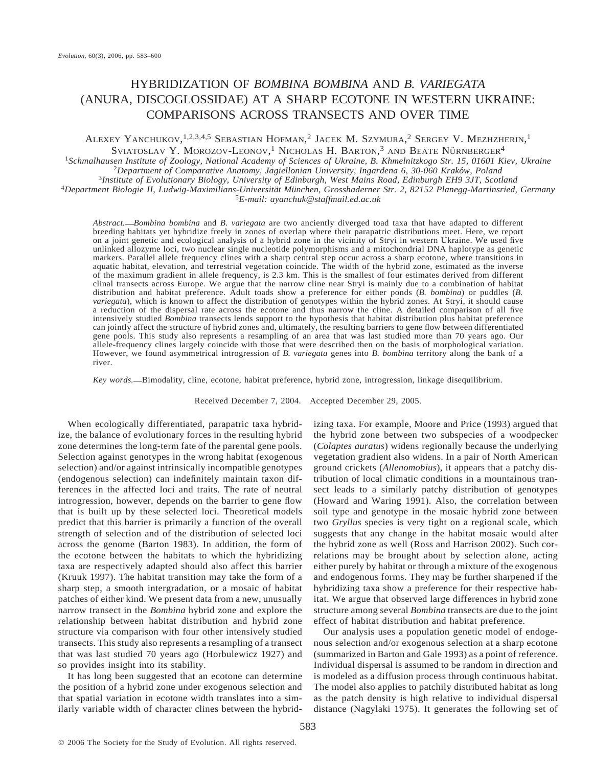# HYBRIDIZATION OF *BOMBINA BOMBINA* AND *B. VARIEGATA* (ANURA, DISCOGLOSSIDAE) AT A SHARP ECOTONE IN WESTERN UKRAINE: COMPARISONS ACROSS TRANSECTS AND OVER TIME

Alexey Yanchukov,[1,2,3,4,5] Sebastian Hofman,[2] Jacek M. Szymura,[2] Sergey V. Mezhzherin,[1] Sviatoslav Y. Morozov-Leonov,[1] Nicholas H. Barton,[3] and Beate Nürnberger[4]

[1]*Schmalhausen Institute of Zoology, National Academy of Sciences of Ukraine, B. Khmelnitzkogo Str. 15, 01601 Kiev, Ukraine*
[2]*Department of Comparative Anatomy, Jagiellonian University, Ingardena 6, 30-060 Kraków, Poland*
[3]*Institute of Evolutionary Biology, University of Edinburgh, West Mains Road, Edinburgh EH9 3JT, Scotland*
[4]*Department Biologie II, Ludwig-Maximilians-Universität München, Grosshaderner Str. 2, 82152 Planegg-Martinsried, Germany*
[5]*E-mail: ayanchuk@staffmail.ed.ac.uk*

*Abstract.*—*Bombina bombina* and *B. variegata* are two anciently diverged toad taxa that have adapted to different breeding habitats yet hybridize freely in zones of overlap where their parapatric distributions meet. Here, we report on a joint genetic and ecological analysis of a hybrid zone in the vicinity of Stryi in western Ukraine. We used five unlinked allozyme loci, two nuclear single nucleotide polymorphisms and a mitochondrial DNA haplotype as genetic markers. Parallel allele frequency clines with a sharp central step occur across a sharp ecotone, where transitions in aquatic habitat, elevation, and terrestrial vegetation coincide. The width of the hybrid zone, estimated as the inverse of the maximum gradient in allele frequency, is 2.3 km. This is the smallest of four estimates derived from different clinal transects across Europe. We argue that the narrow cline near Stryi is mainly due to a combination of habitat distribution and habitat preference. Adult toads show a preference for either ponds (*B. bombina*) or puddles (*B. variegata*), which is known to affect the distribution of genotypes within the hybrid zones. At Stryi, it should cause a reduction of the dispersal rate across the ecotone and thus narrow the cline. A detailed comparison of all five intensively studied *Bombina* transects lends support to the hypothesis that habitat distribution plus habitat preference can jointly affect the structure of hybrid zones and, ultimately, the resulting barriers to gene flow between differentiated gene pools. This study also represents a resampling of an area that was last studied more than 70 years ago. Our allele-frequency clines largely coincide with those that were described then on the basis of morphological variation. However, we found asymmetrical introgression of *B. variegata* genes into *B. bombina* territory along the bank of a river.

*Key words.*—Bimodality, cline, ecotone, habitat preference, hybrid zone, introgression, linkage disequilibrium.

Received December 7, 2004. Accepted December 29, 2005.

When ecologically differentiated, parapatric taxa hybridize, the balance of evolutionary forces in the resulting hybrid zone determines the long-term fate of the parental gene pools. Selection against genotypes in the wrong habitat (exogenous selection) and/or against intrinsically incompatible genotypes (endogenous selection) can indefinitely maintain taxon differences in the affected loci and traits. The rate of neutral introgression, however, depends on the barrier to gene flow that is built up by these selected loci. Theoretical models predict that this barrier is primarily a function of the overall strength of selection and of the distribution of selected loci across the genome (Barton 1983). In addition, the form of the ecotone between the habitats to which the hybridizing taxa are respectively adapted should also affect this barrier (Kruuk 1997). The habitat transition may take the form of a sharp step, a smooth intergradation, or a mosaic of habitat patches of either kind. We present data from a new, unusually narrow transect in the *Bombina* hybrid zone and explore the relationship between habitat distribution and hybrid zone structure via comparison with four other intensively studied transects. This study also represents a resampling of a transect that was last studied 70 years ago (Horbulewicz 1927) and so provides insight into its stability.

It has long been suggested that an ecotone can determine the position of a hybrid zone under exogenous selection and that spatial variation in ecotone width translates into a similarly variable width of character clines between the hybridizing taxa. For example, Moore and Price (1993) argued that the hybrid zone between two subspecies of a woodpecker (*Colaptes auratus*) widens regionally because the underlying vegetation gradient also widens. In a pair of North American ground crickets (*Allenomobius*), it appears that a patchy distribution of local climatic conditions in a mountainous transect leads to a similarly patchy distribution of genotypes (Howard and Waring 1991). Also, the correlation between soil type and genotype in the mosaic hybrid zone between two *Gryllus* species is very tight on a regional scale, which suggests that any change in the habitat mosaic would alter the hybrid zone as well (Ross and Harrison 2002). Such correlations may be brought about by selection alone, acting either purely by habitat or through a mixture of the exogenous and endogenous forms. They may be further sharpened if the hybridizing taxa show a preference for their respective habitat. We argue that observed large differences in hybrid zone structure among several *Bombina* transects are due to the joint effect of habitat distribution and habitat preference.

Our analysis uses a population genetic model of endogenous selection and/or exogenous selection at a sharp ecotone (summarized in Barton and Gale 1993) as a point of reference. Individual dispersal is assumed to be random in direction and is modeled as a diffusion process through continuous habitat. The model also applies to patchily distributed habitat as long as the patch density is high relative to individual dispersal distance (Nagylaki 1975). It generates the following set of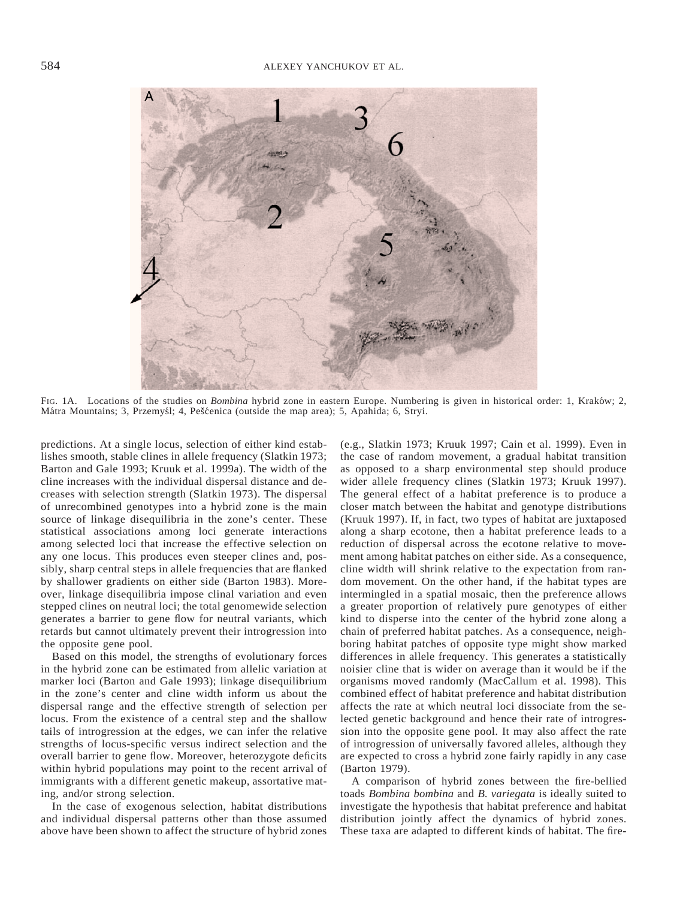FIG. 1A. Locations of the studies on *Bombina* hybrid zone in eastern Europe. Numbering is given in historical order: 1, Kraków; 2, Mátra Mountains; 3, Przemyśl; 4, Pešćenica (outside the map area); 5, Apahida; 6, Stryi.

predictions. At a single locus, selection of either kind establishes smooth, stable clines in allele frequency (Slatkin 1973; Barton and Gale 1993; Kruuk et al. 1999a). The width of the cline increases with the individual dispersal distance and decreases with selection strength (Slatkin 1973). The dispersal of unrecombined genotypes into a hybrid zone is the main source of linkage disequilibria in the zone's center. These statistical associations among loci generate interactions among selected loci that increase the effective selection on any one locus. This produces even steeper clines and, possibly, sharp central steps in allele frequencies that are flanked by shallower gradients on either side (Barton 1983). Moreover, linkage disequilibria impose clinal variation and even stepped clines on neutral loci; the total genomewide selection generates a barrier to gene flow for neutral variants, which retards but cannot ultimately prevent their introgression into the opposite gene pool.

Based on this model, the strengths of evolutionary forces in the hybrid zone can be estimated from allelic variation at marker loci (Barton and Gale 1993); linkage disequilibrium in the zone's center and cline width inform us about the dispersal range and the effective strength of selection per locus. From the existence of a central step and the shallow tails of introgression at the edges, we can infer the relative strengths of locus-specific versus indirect selection and the overall barrier to gene flow. Moreover, heterozygote deficits within hybrid populations may point to the recent arrival of immigrants with a different genetic makeup, assortative mating, and/or strong selection.

In the case of exogenous selection, habitat distributions and individual dispersal patterns other than those assumed above have been shown to affect the structure of hybrid zones (e.g., Slatkin 1973; Kruuk 1997; Cain et al. 1999). Even in the case of random movement, a gradual habitat transition as opposed to a sharp environmental step should produce wider allele frequency clines (Slatkin 1973; Kruuk 1997). The general effect of a habitat preference is to produce a closer match between the habitat and genotype distributions (Kruuk 1997). If, in fact, two types of habitat are juxtaposed along a sharp ecotone, then a habitat preference leads to a reduction of dispersal across the ecotone relative to movement among habitat patches on either side. As a consequence, cline width will shrink relative to the expectation from random movement. On the other hand, if the habitat types are intermingled in a spatial mosaic, then the preference allows a greater proportion of relatively pure genotypes of either kind to disperse into the center of the hybrid zone along a chain of preferred habitat patches. As a consequence, neighboring habitat patches of opposite type might show marked differences in allele frequency. This generates a statistically noisier cline that is wider on average than it would be if the organisms moved randomly (MacCallum et al. 1998). This combined effect of habitat preference and habitat distribution affects the rate at which neutral loci dissociate from the selected genetic background and hence their rate of introgression into the opposite gene pool. It may also affect the rate of introgression of universally favored alleles, although they are expected to cross a hybrid zone fairly rapidly in any case (Barton 1979).

A comparison of hybrid zones between the fire-bellied toads *Bombina bombina* and *B. variegata* is ideally suited to investigate the hypothesis that habitat preference and habitat distribution jointly affect the dynamics of hybrid zones. These taxa are adapted to different kinds of habitat. The fire-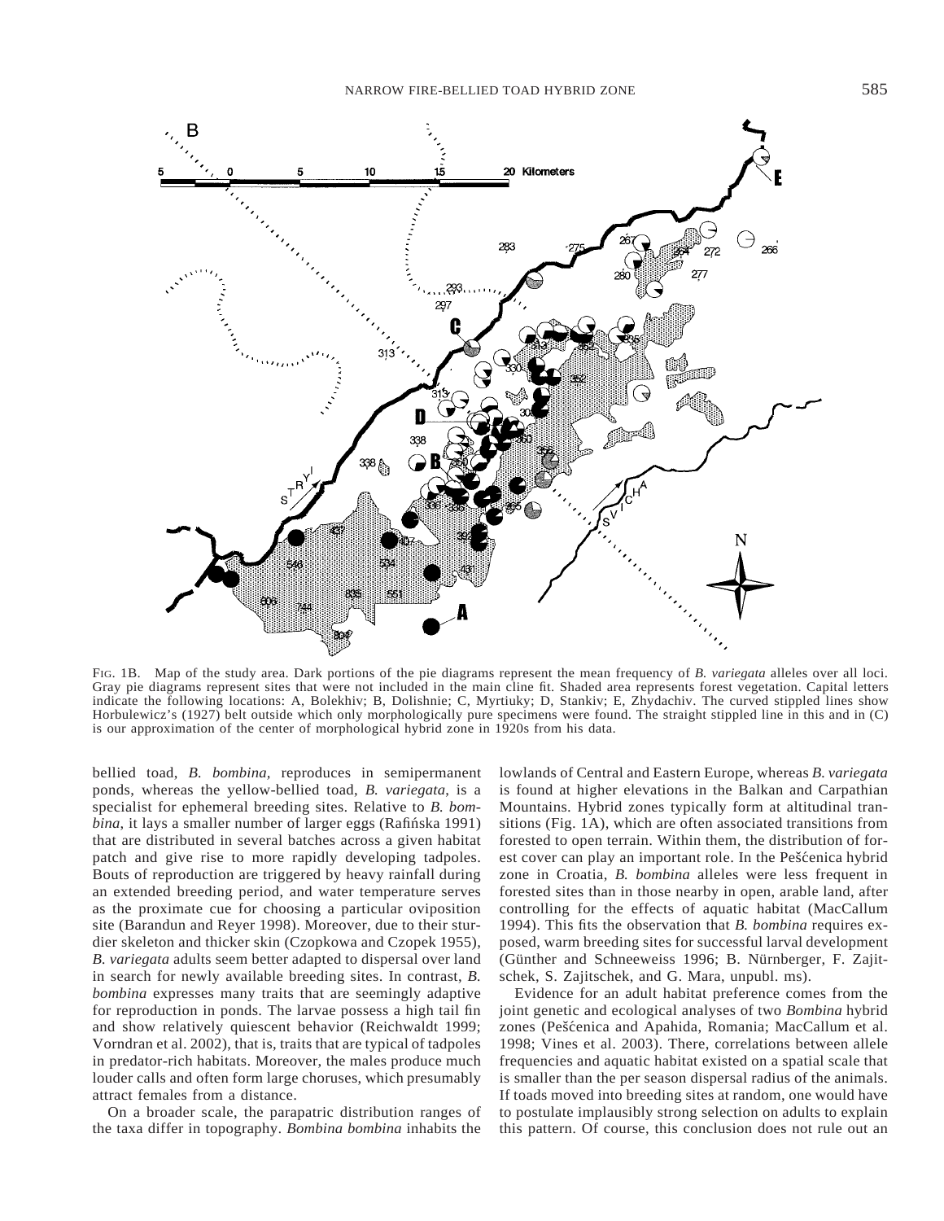FIG. 1B. Map of the study area. Dark portions of the pie diagrams represent the mean frequency of *B. variegata* alleles over all loci. Gray pie diagrams represent sites that were not included in the main cline fit. Shaded area represents forest vegetation. Capital letters indicate the following locations: A, Bolekhiv; B, Dolishnie; C, Myrtiuky; D, Stankiv; E, Zhydachiv. The curved stippled lines show Horbulewicz's (1927) belt outside which only morphologically pure specimens were found. The straight stippled line in this and in (C) is our approximation of the center of morphological hybrid zone in 1920s from his data.

bellied toad, *B. bombina,* reproduces in semipermanent ponds, whereas the yellow-bellied toad, *B. variegata*, is a specialist for ephemeral breeding sites. Relative to *B. bombina*, it lays a smaller number of larger eggs (Rafińska 1991) that are distributed in several batches across a given habitat patch and give rise to more rapidly developing tadpoles. Bouts of reproduction are triggered by heavy rainfall during an extended breeding period, and water temperature serves as the proximate cue for choosing a particular oviposition site (Barandun and Reyer 1998). Moreover, due to their sturdier skeleton and thicker skin (Czopkowa and Czopek 1955), *B. variegata* adults seem better adapted to dispersal over land in search for newly available breeding sites. In contrast, *B. bombina* expresses many traits that are seemingly adaptive for reproduction in ponds. The larvae possess a high tail fin and show relatively quiescent behavior (Reichwaldt 1999; Vorndran et al. 2002), that is, traits that are typical of tadpoles in predator-rich habitats. Moreover, the males produce much louder calls and often form large choruses, which presumably attract females from a distance.

On a broader scale, the parapatric distribution ranges of the taxa differ in topography. *Bombina bombina* inhabits the lowlands of Central and Eastern Europe, whereas *B. variegata* is found at higher elevations in the Balkan and Carpathian Mountains. Hybrid zones typically form at altitudinal transitions (Fig. 1A), which are often associated transitions from forested to open terrain. Within them, the distribution of forest cover can play an important role. In the Pešćenica hybrid zone in Croatia, *B. bombina* alleles were less frequent in forested sites than in those nearby in open, arable land, after controlling for the effects of aquatic habitat (MacCallum 1994). This fits the observation that *B. bombina* requires exposed, warm breeding sites for successful larval development (Günther and Schneeweiss 1996; B. Nürnberger, F. Zajitschek, S. Zajitschek, and G. Mara, unpubl. ms).

Evidence for an adult habitat preference comes from the joint genetic and ecological analyses of two *Bombina* hybrid zones (Pešćenica and Apahida, Romania; MacCallum et al. 1998; Vines et al. 2003). There, correlations between allele frequencies and aquatic habitat existed on a spatial scale that is smaller than the per season dispersal radius of the animals. If toads moved into breeding sites at random, one would have to postulate implausibly strong selection on adults to explain this pattern. Of course, this conclusion does not rule out an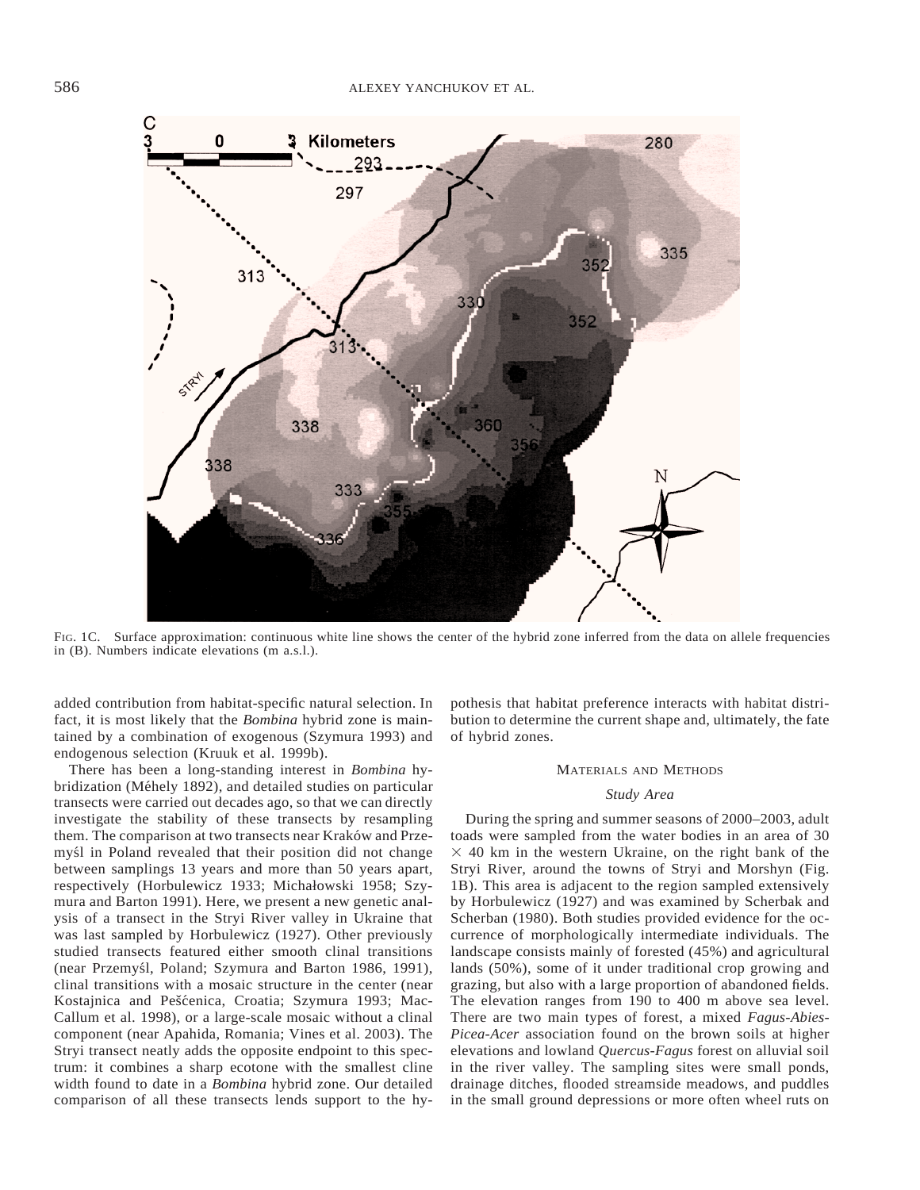FIG. 1C. Surface approximation: continuous white line shows the center of the hybrid zone inferred from the data on allele frequencies in (B). Numbers indicate elevations (m a.s.l.).

added contribution from habitat-specific natural selection. In fact, it is most likely that the *Bombina* hybrid zone is maintained by a combination of exogenous (Szymura 1993) and endogenous selection (Kruuk et al. 1999b).

There has been a long-standing interest in *Bombina* hybridization (Méhely 1892), and detailed studies on particular transects were carried out decades ago, so that we can directly investigate the stability of these transects by resampling them. The comparison at two transects near Kraków and Przemyśl in Poland revealed that their position did not change between samplings 13 years and more than 50 years apart, respectively (Horbulewicz 1933; Michałowski 1958; Szymura and Barton 1991). Here, we present a new genetic analysis of a transect in the Stryi River valley in Ukraine that was last sampled by Horbulewicz (1927). Other previously studied transects featured either smooth clinal transitions (near Przemyśl, Poland; Szymura and Barton 1986, 1991), clinal transitions with a mosaic structure in the center (near Kostajnica and Pešćenica, Croatia; Szymura 1993; MacCallum et al. 1998), or a large-scale mosaic without a clinal component (near Apahida, Romania; Vines et al. 2003). The Stryi transect neatly adds the opposite endpoint to this spectrum: it combines a sharp ecotone with the smallest cline width found to date in a *Bombina* hybrid zone. Our detailed comparison of all these transects lends support to the hypothesis that habitat preference interacts with habitat distribution to determine the current shape and, ultimately, the fate of hybrid zones.

## MATERIALS AND METHODS

### *Study Area*

During the spring and summer seasons of 2000–2003, adult toads were sampled from the water bodies in an area of 30 × 40 km in the western Ukraine, on the right bank of the Stryi River, around the towns of Stryi and Morshyn (Fig. 1B). This area is adjacent to the region sampled extensively by Horbulewicz (1927) and was examined by Scherbak and Scherban (1980). Both studies provided evidence for the occurrence of morphologically intermediate individuals. The landscape consists mainly of forested (45%) and agricultural lands (50%), some of it under traditional crop growing and grazing, but also with a large proportion of abandoned fields. The elevation ranges from 190 to 400 m above sea level. There are two main types of forest, a mixed *Fagus-Abies-Picea-Acer* association found on the brown soils at higher elevations and lowland *Quercus-Fagus* forest on alluvial soil in the river valley. The sampling sites were small ponds, drainage ditches, flooded streamside meadows, and puddles in the small ground depressions or more often wheel ruts on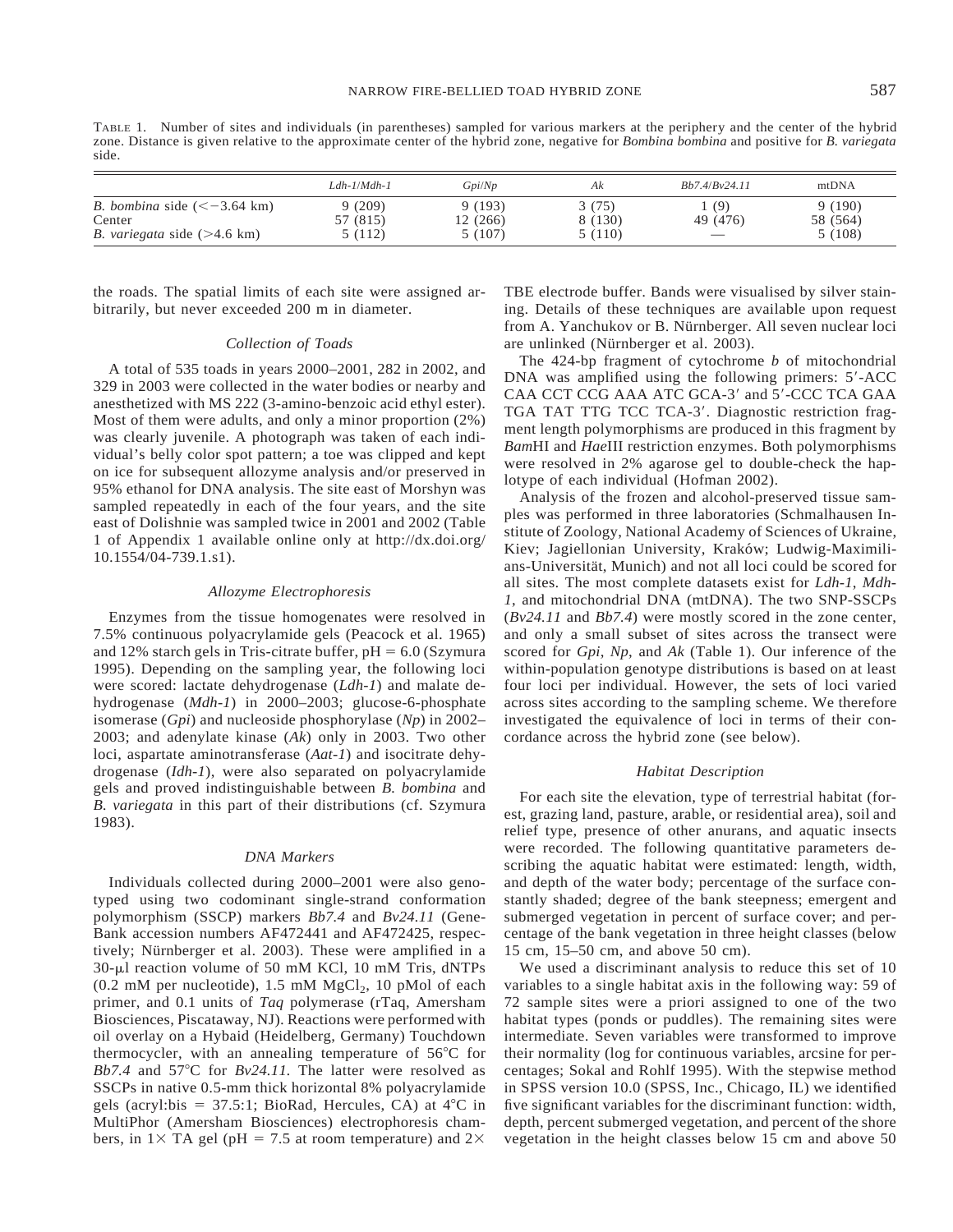TABLE 1. Number of sites and individuals (in parentheses) sampled for various markers at the periphery and the center of the hybrid zone. Distance is given relative to the approximate center of the hybrid zone, negative for *Bombina bombina* and positive for *B. variegata* side.

| | *Ldh-1*/*Mdh-1* | *Gpi*/*Np* | *Ak* | *Bb7.4*/*Bv24.11* | mtDNA |
|---|---|---|---|---|---|
| *B. bombina* side (<−3.64 km) | 9 (209) | 9 (193) | 3 (75) | 1 (9) | 9 (190) |
| Center | 57 (815) | 12 (266) | 8 (130) | 49 (476) | 58 (564) |
| *B. variegata* side (>4.6 km) | 5 (112) | 5 (107) | 5 (110) | — | 5 (108) |

the roads. The spatial limits of each site were assigned arbitrarily, but never exceeded 200 m in diameter.

### Collection of Toads

A total of 535 toads in years 2000–2001, 282 in 2002, and 329 in 2003 were collected in the water bodies or nearby and anesthetized with MS 222 (3-amino-benzoic acid ethyl ester). Most of them were adults, and only a minor proportion (2%) was clearly juvenile. A photograph was taken of each individual's belly color spot pattern; a toe was clipped and kept on ice for subsequent allozyme analysis and/or preserved in 95% ethanol for DNA analysis. The site east of Morshyn was sampled repeatedly in each of the four years, and the site east of Dolishnie was sampled twice in 2001 and 2002 (Table 1 of Appendix 1 available online only at http://dx.doi.org/10.1554/04-739.1.s1).

### Allozyme Electrophoresis

Enzymes from the tissue homogenates were resolved in 7.5% continuous polyacrylamide gels (Peacock et al. 1965) and 12% starch gels in Tris-citrate buffer, pH = 6.0 (Szymura 1995). Depending on the sampling year, the following loci were scored: lactate dehydrogenase (*Ldh-1*) and malate dehydrogenase (*Mdh-1*) in 2000–2003; glucose-6-phosphate isomerase (*Gpi*) and nucleoside phosphorylase (*Np*) in 2002–2003; and adenylate kinase (*Ak*) only in 2003. Two other loci, aspartate aminotransferase (*Aat-1*) and isocitrate dehydrogenase (*Idh-1*), were also separated on polyacrylamide gels and proved indistinguishable between *B. bombina* and *B. variegata* in this part of their distributions (cf. Szymura 1983).

### DNA Markers

Individuals collected during 2000–2001 were also genotyped using two codominant single-strand conformation polymorphism (SSCP) markers *Bb7.4* and *Bv24.11* (GeneBank accession numbers AF472441 and AF472425, respectively; Nürnberger et al. 2003). These were amplified in a 30-μl reaction volume of 50 mM KCl, 10 mM Tris, dNTPs (0.2 mM per nucleotide), 1.5 mM $MgCl_2$, 10 pMol of each primer, and 0.1 units of *Taq* polymerase (rTaq, Amersham Biosciences, Piscataway, NJ). Reactions were performed with oil overlay on a Hybaid (Heidelberg, Germany) Touchdown thermocycler, with an annealing temperature of 56°C for *Bb7.4* and 57°C for *Bv24.11.* The latter were resolved as SSCPs in native 0.5-mm thick horizontal 8% polyacrylamide gels (acryl:bis = 37.5:1; BioRad, Hercules, CA) at 4°C in MultiPhor (Amersham Biosciences) electrophoresis chambers, in 1× TA gel (pH = 7.5 at room temperature) and 2× TBE electrode buffer. Bands were visualised by silver staining. Details of these techniques are available upon request from A. Yanchukov or B. Nürnberger. All seven nuclear loci are unlinked (Nürnberger et al. 2003).

The 424-bp fragment of cytochrome *b* of mitochondrial DNA was amplified using the following primers: 5′-ACC CAA CCT CCG AAA ATC GCA-3′ and 5′-CCC TCA GAA TGA TAT TTG TCC TCA-3′. Diagnostic restriction fragment length polymorphisms are produced in this fragment by *Bam*HI and *Hae*III restriction enzymes. Both polymorphisms were resolved in 2% agarose gel to double-check the haplotype of each individual (Hofman 2002).

Analysis of the frozen and alcohol-preserved tissue samples was performed in three laboratories (Schmalhausen Institute of Zoology, National Academy of Sciences of Ukraine, Kiev; Jagiellonian University, Kraków; Ludwig-Maximilians-Universität, Munich) and not all loci could be scored for all sites. The most complete datasets exist for *Ldh-1*, *Mdh-1*, and mitochondrial DNA (mtDNA). The two SNP-SSCPs (*Bv24.11* and *Bb7.4*) were mostly scored in the zone center, and only a small subset of sites across the transect were scored for *Gpi*, *Np*, and *Ak* (Table 1). Our inference of the within-population genotype distributions is based on at least four loci per individual. However, the sets of loci varied across sites according to the sampling scheme. We therefore investigated the equivalence of loci in terms of their concordance across the hybrid zone (see below).

### Habitat Description

For each site the elevation, type of terrestrial habitat (forest, grazing land, pasture, arable, or residential area), soil and relief type, presence of other anurans, and aquatic insects were recorded. The following quantitative parameters describing the aquatic habitat were estimated: length, width, and depth of the water body; percentage of the surface constantly shaded; degree of the bank steepness; emergent and submerged vegetation in percent of surface cover; and percentage of the bank vegetation in three height classes (below 15 cm, 15–50 cm, and above 50 cm).

We used a discriminant analysis to reduce this set of 10 variables to a single habitat axis in the following way: 59 of 72 sample sites were a priori assigned to one of the two habitat types (ponds or puddles). The remaining sites were intermediate. Seven variables were transformed to improve their normality (log for continuous variables, arcsine for percentages; Sokal and Rohlf 1995). With the stepwise method in SPSS version 10.0 (SPSS, Inc., Chicago, IL) we identified five significant variables for the discriminant function: width, depth, percent submerged vegetation, and percent of the shore vegetation in the height classes below 15 cm and above 50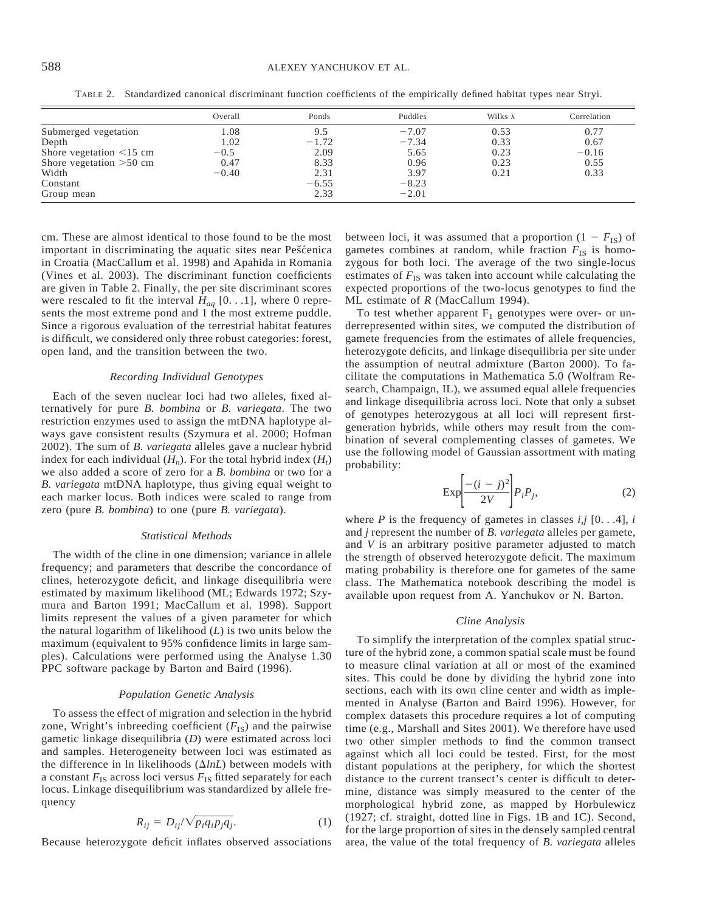TABLE 2. Standardized canonical discriminant function coefficients of the empirically defined habitat types near Stryi.

| | Overall | Ponds | Puddles | Wilks λ | Correlation |
|---|---|---|---|---|---|
| Submerged vegetation | 1.08 | 9.5 | −7.07 | 0.53 | 0.77 |
| Depth | 1.02 | −1.72 | −7.34 | 0.33 | 0.67 |
| Shore vegetation <15 cm | −0.5 | 2.09 | 5.65 | 0.23 | −0.16 |
| Shore vegetation >50 cm | 0.47 | 8.33 | 0.96 | 0.23 | 0.55 |
| Width | −0.40 | 2.31 | 3.97 | 0.21 | 0.33 |
| Constant | | −6.55 | −8.23 | | |
| Group mean | | 2.33 | −2.01 | | |

cm. These are almost identical to those found to be the most important in discriminating the aquatic sites near Pešćenica in Croatia (MacCallum et al. 1998) and Apahida in Romania (Vines et al. 2003). The discriminant function coefficients are given in Table 2. Finally, the per site discriminant scores were rescaled to fit the interval $H_{aq}$ [0. . .1], where 0 represents the most extreme pond and 1 the most extreme puddle. Since a rigorous evaluation of the terrestrial habitat features is difficult, we considered only three robust categories: forest, open land, and the transition between the two.

### *Recording Individual Genotypes*

Each of the seven nuclear loci had two alleles, fixed alternatively for pure *B. bombina* or *B. variegata*. The two restriction enzymes used to assign the mtDNA haplotype always gave consistent results (Szymura et al. 2000; Hofman 2002). The sum of *B. variegata* alleles gave a nuclear hybrid index for each individual ($H_n$). For the total hybrid index ($H_t$) we also added a score of zero for a *B. bombina* or two for a *B. variegata* mtDNA haplotype, thus giving equal weight to each marker locus. Both indices were scaled to range from zero (pure *B. bombina*) to one (pure *B. variegata*).

### *Statistical Methods*

The width of the cline in one dimension; variance in allele frequency; and parameters that describe the concordance of clines, heterozygote deficit, and linkage disequilibria were estimated by maximum likelihood (ML; Edwards 1972; Szymura and Barton 1991; MacCallum et al. 1998). Support limits represent the values of a given parameter for which the natural logarithm of likelihood ($L$) is two units below the maximum (equivalent to 95% confidence limits in large samples). Calculations were performed using the Analyse 1.30 PPC software package by Barton and Baird (1996).

### *Population Genetic Analysis*

To assess the effect of migration and selection in the hybrid zone, Wright's inbreeding coefficient ($F_{IS}$) and the pairwise gametic linkage disequilibria ($D$) were estimated across loci and samples. Heterogeneity between loci was estimated as the difference in ln likelihoods ($\Delta lnL$) between models with a constant $F_{IS}$ across loci versus $F_{IS}$ fitted separately for each locus. Linkage disequilibrium was standardized by allele frequency

$$R_{ij} = D_{ij}/\sqrt{p_i q_i p_j q_j}. \tag{1}$$

Because heterozygote deficit inflates observed associations between loci, it was assumed that a proportion $(1 - F_{IS})$ of gametes combines at random, while fraction $F_{IS}$ is homozygous for both loci. The average of the two single-locus estimates of $F_{IS}$ was taken into account while calculating the expected proportions of the two-locus genotypes to find the ML estimate of $R$ (MacCallum 1994).

To test whether apparent $F_1$ genotypes were over- or underrepresented within sites, we computed the distribution of gamete frequencies from the estimates of allele frequencies, heterozygote deficits, and linkage disequilibria per site under the assumption of neutral admixture (Barton 2000). To facilitate the computations in Mathematica 5.0 (Wolfram Research, Champaign, IL), we assumed equal allele frequencies and linkage disequilibria across loci. Note that only a subset of genotypes heterozygous at all loci will represent first-generation hybrids, while others may result from the combination of several complementing classes of gametes. We use the following model of Gaussian assortment with mating probability:

$$\mathrm{Exp}\left[\frac{-(i - j)^2}{2V}\right] P_i P_j, \tag{2}$$

where $P$ is the frequency of gametes in classes $i,j$ [0. . .4], $i$ and $j$ represent the number of *B. variegata* alleles per gamete, and $V$ is an arbitrary positive parameter adjusted to match the strength of observed heterozygote deficit. The maximum mating probability is therefore one for gametes of the same class. The Mathematica notebook describing the model is available upon request from A. Yanchukov or N. Barton.

### *Cline Analysis*

To simplify the interpretation of the complex spatial structure of the hybrid zone, a common spatial scale must be found to measure clinal variation at all or most of the examined sites. This could be done by dividing the hybrid zone into sections, each with its own cline center and width as implemented in Analyse (Barton and Baird 1996). However, for complex datasets this procedure requires a lot of computing time (e.g., Marshall and Sites 2001). We therefore have used two other simpler methods to find the common transect against which all loci could be tested. First, for the most distant populations at the periphery, for which the shortest distance to the current transect's center is difficult to determine, distance was simply measured to the center of the morphological hybrid zone, as mapped by Horbulewicz (1927; cf. straight, dotted line in Figs. 1B and 1C). Second, for the large proportion of sites in the densely sampled central area, the value of the total frequency of *B. variegata* alleles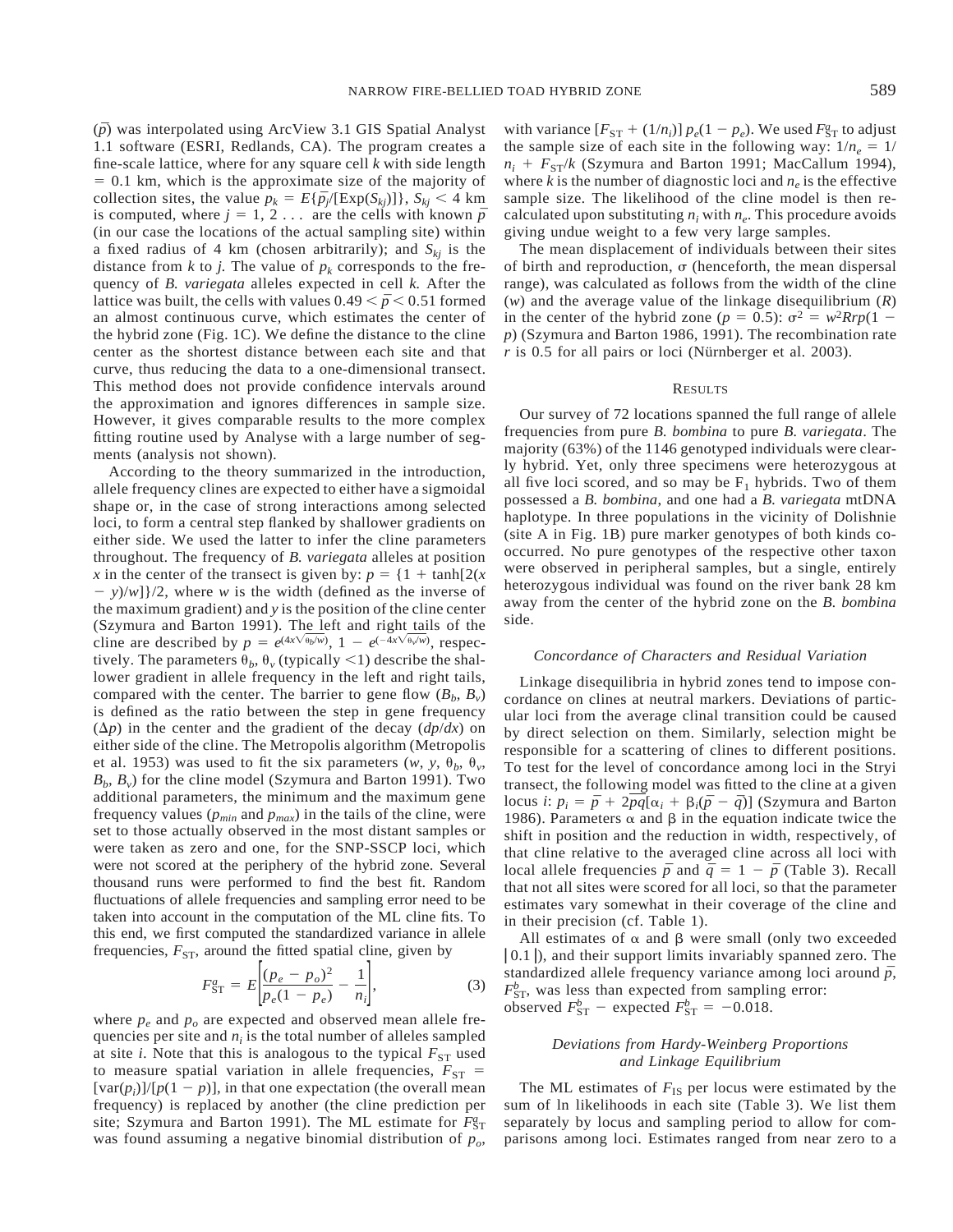($\bar{p}$) was interpolated using ArcView 3.1 GIS Spatial Analyst 1.1 software (ESRI, Redlands, CA). The program creates a fine-scale lattice, where for any square cell $k$ with side length = 0.1 km, which is the approximate size of the majority of collection sites, the value $p_k = E\{\bar{p}_j/[\mathrm{Exp}(S_{kj})]\}$, $S_{kj} < 4$ km is computed, where $j = 1, 2 \ldots$ are the cells with known $\bar{p}$ (in our case the locations of the actual sampling site) within a fixed radius of 4 km (chosen arbitrarily); and $S_{kj}$ is the distance from $k$ to $j$. The value of $p_k$ corresponds to the frequency of *B. variegata* alleles expected in cell $k$. After the lattice was built, the cells with values $0.49 < \bar{p} < 0.51$ formed an almost continuous curve, which estimates the center of the hybrid zone (Fig. 1C). We define the distance to the cline center as the shortest distance between each site and that curve, thus reducing the data to a one-dimensional transect. This method does not provide confidence intervals around the approximation and ignores differences in sample size. However, it gives comparable results to the more complex fitting routine used by Analyse with a large number of segments (analysis not shown).

According to the theory summarized in the introduction, allele frequency clines are expected to either have a sigmoidal shape or, in the case of strong interactions among selected loci, to form a central step flanked by shallower gradients on either side. We used the latter to infer the cline parameters throughout. The frequency of *B. variegata* alleles at position $x$ in the center of the transect is given by: $p = \{1 + \tanh[2(x - y)/w]\}/2$, where $w$ is the width (defined as the inverse of the maximum gradient) and $y$ is the position of the cline center (Szymura and Barton 1991). The left and right tails of the cline are described by $p = e^{(4x\sqrt{\theta_b/w})}$, $1 - e^{(-4x\sqrt{\theta_v/w})}$, respectively. The parameters $\theta_b$, $\theta_v$ (typically <1) describe the shallower gradient in allele frequency in the left and right tails, compared with the center. The barrier to gene flow ($B_b$, $B_v$) is defined as the ratio between the step in gene frequency ($\Delta p$) in the center and the gradient of the decay ($dp/dx$) on either side of the cline. The Metropolis algorithm (Metropolis et al. 1953) was used to fit the six parameters ($w$, $y$, $\theta_b$, $\theta_v$, $B_b$, $B_v$) for the cline model (Szymura and Barton 1991). Two additional parameters, the minimum and the maximum gene frequency values ($p_{min}$ and $p_{max}$) in the tails of the cline, were set to those actually observed in the most distant samples or were taken as zero and one, for the SNP-SSCP loci, which were not scored at the periphery of the hybrid zone. Several thousand runs were performed to find the best fit. Random fluctuations of allele frequencies and sampling error need to be taken into account in the computation of the ML cline fits. To this end, we first computed the standardized variance in allele frequencies, $F_{ST}$, around the fitted spatial cline, given by

$$F^a_{ST} = E\left[\frac{(p_e - p_o)^2}{p_e(1 - p_e)} - \frac{1}{n_i}\right], \tag{3}$$

where $p_e$ and $p_o$ are expected and observed mean allele frequencies per site and $n_i$ is the total number of alleles sampled at site $i$. Note that this is analogous to the typical $F_{ST}$ used to measure spatial variation in allele frequencies, $F_{ST} = [\mathrm{var}(p_i)]/[p(1 - p)]$, in that one expectation (the overall mean frequency) is replaced by another (the cline prediction per site; Szymura and Barton 1991). The ML estimate for $F^a_{ST}$ was found assuming a negative binomial distribution of $p_o$, with variance $[F_{ST} + (1/n_i)]\, p_e(1 - p_e)$. We used $F^a_{ST}$ to adjust the sample size of each site in the following way: $1/n_e = 1/n_i + F_{ST}/k$ (Szymura and Barton 1991; MacCallum 1994), where $k$ is the number of diagnostic loci and $n_e$ is the effective sample size. The likelihood of the cline model is then recalculated upon substituting $n_i$ with $n_e$. This procedure avoids giving undue weight to a few very large samples.

The mean displacement of individuals between their sites of birth and reproduction, $\sigma$ (henceforth, the mean dispersal range), was calculated as follows from the width of the cline ($w$) and the average value of the linkage disequilibrium ($R$) in the center of the hybrid zone ($p = 0.5$): $\sigma^2 = w^2Rrp(1 - p)$ (Szymura and Barton 1986, 1991). The recombination rate $r$ is 0.5 for all pairs or loci (Nürnberger et al. 2003).

## Results

Our survey of 72 locations spanned the full range of allele frequencies from pure *B. bombina* to pure *B. variegata*. The majority (63%) of the 1146 genotyped individuals were clearly hybrid. Yet, only three specimens were heterozygous at all five loci scored, and so may be $F_1$ hybrids. Two of them possessed a *B. bombina*, and one had a *B. variegata* mtDNA haplotype. In three populations in the vicinity of Dolishnie (site A in Fig. 1B) pure marker genotypes of both kinds cooccurred. No pure genotypes of the respective other taxon were observed in peripheral samples, but a single, entirely heterozygous individual was found on the river bank 28 km away from the center of the hybrid zone on the *B. bombina* side.

### *Concordance of Characters and Residual Variation*

Linkage disequilibria in hybrid zones tend to impose concordance on clines at neutral markers. Deviations of particular loci from the average clinal transition could be caused by direct selection on them. Similarly, selection might be responsible for a scattering of clines to different positions. To test for the level of concordance among loci in the Stryi transect, the following model was fitted to the cline at a given locus $i$: $p_i = \bar{p} + 2\overline{pq}[\alpha_i + \beta_i(\bar{p} - \bar{q})]$ (Szymura and Barton 1986). Parameters $\alpha$ and $\beta$ in the equation indicate twice the shift in position and the reduction in width, respectively, of that cline relative to the averaged cline across all loci with local allele frequencies $\bar{p}$ and $\bar{q} = 1 - \bar{p}$ (Table 3). Recall that not all sites were scored for all loci, so that the parameter estimates vary somewhat in their coverage of the cline and in their precision (cf. Table 1).

All estimates of $\alpha$ and $\beta$ were small (only two exceeded $|0.1|$), and their support limits invariably spanned zero. The standardized allele frequency variance among loci around $\bar{p}$, $F^b_{ST}$, was less than expected from sampling error: observed $F^b_{ST}$ − expected $F^b_{ST} = -0.018$.

### *Deviations from Hardy-Weinberg Proportions and Linkage Equilibrium*

The ML estimates of $F_{IS}$ per locus were estimated by the sum of ln likelihoods in each site (Table 3). We list them separately by locus and sampling period to allow for comparisons among loci. Estimates ranged from near zero to a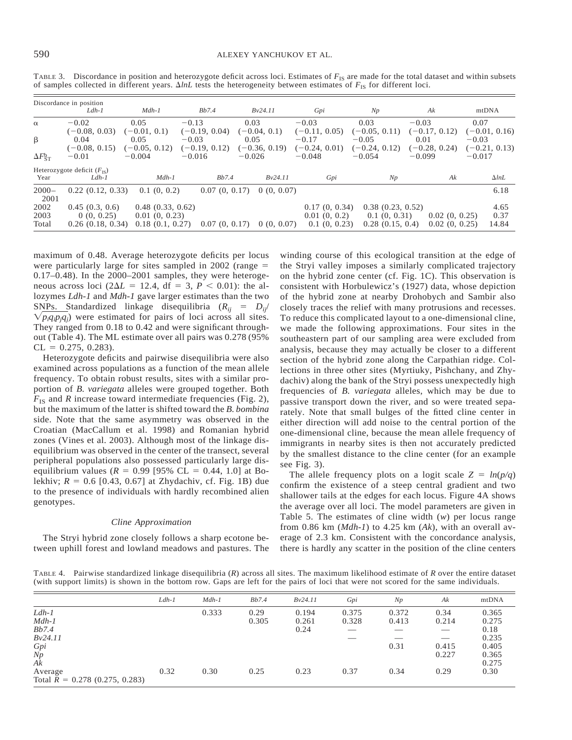TABLE 3. Discordance in position and heterozygote deficit across loci. Estimates of $F_{IS}$ are made for the total dataset and within subsets of samples collected in different years. $\Delta lnL$ tests the heterogeneity between estimates of $F_{IS}$ for different loci.

| Discordance in position | *Ldh-1* | *Mdh-1* | *Bb7.4* | *Bv24.11* | *Gpi* | *Np* | *Ak* | mtDNA |
|---|---|---|---|---|---|---|---|---|
| α | −0.02 | 0.05 | −0.13 | 0.03 | −0.03 | 0.03 | −0.03 | 0.07 |
| | (−0.08, 0.03) | (−0.01, 0.1) | (−0.19, 0.04) | (−0.04, 0.1) | (−0.11, 0.05) | (−0.05, 0.11) | (−0.17, 0.12) | (−0.01, 0.16) |
| β | 0.04 | 0.05 | −0.03 | 0.05 | −0.17 | −0.05 | 0.01 | −0.03 |
| | (−0.08, 0.15) | (−0.05, 0.12) | (−0.19, 0.12) | (−0.36, 0.19) | (−0.24, 0.01) | (−0.24, 0.12) | (−0.28, 0.24) | (−0.21, 0.13) |
| $\Delta F^{b}_{ST}$ | −0.01 | −0.004 | −0.016 | −0.026 | −0.048 | −0.054 | −0.099 | −0.017 |

| Heterozygote deficit ($F_{IS}$) Year | *Ldh-1* | *Mdh-1* | *Bb7.4* | *Bv24.11* | *Gpi* | *Np* | *Ak* | $\Delta lnL$ |
|---|---|---|---|---|---|---|---|---|
| 2000–2001 | 0.22 (0.12, 0.33) | 0.1 (0, 0.2) | 0.07 (0, 0.17) | 0 (0, 0.07) | | | | 6.18 |
| 2002 | 0.45 (0.3, 0.6) | 0.48 (0.33, 0.62) | | | 0.17 (0, 0.34) | 0.38 (0.23, 0.52) | | 4.65 |
| 2003 | 0 (0, 0.25) | 0.01 (0, 0.23) | | | 0.01 (0, 0.2) | 0.1 (0, 0.31) | 0.02 (0, 0.25) | 0.37 |
| Total | 0.26 (0.18, 0.34) | 0.18 (0.1, 0.27) | 0.07 (0, 0.17) | 0 (0, 0.07) | 0.1 (0, 0.23) | 0.28 (0.15, 0.4) | 0.02 (0, 0.25) | 14.84 |

maximum of 0.48. Average heterozygote deficits per locus were particularly large for sites sampled in 2002 (range = 0.17–0.48). In the 2000–2001 samples, they were heterogeneous across loci ($2\Delta L = 12.4$, df = 3, $P < 0.01$): the allozymes *Ldh-1* and *Mdh-1* gave larger estimates than the two SNPs. Standardized linkage disequilibria ($R_{ij} = D_{ij}/\sqrt{p_i q_i p_j q_j}$) were estimated for pairs of loci across all sites. They ranged from 0.18 to 0.42 and were significant throughout (Table 4). The ML estimate over all pairs was 0.278 (95% CL = 0.275, 0.283).

Heterozygote deficits and pairwise disequilibria were also examined across populations as a function of the mean allele frequency. To obtain robust results, sites with a similar proportion of *B. variegata* alleles were grouped together. Both $F_{IS}$ and $R$ increase toward intermediate frequencies (Fig. 2), but the maximum of the latter is shifted toward the *B. bombina* side. Note that the same asymmetry was observed in the Croatian (MacCallum et al. 1998) and Romanian hybrid zones (Vines et al. 2003). Although most of the linkage disequilibrium was observed in the center of the transect, several peripheral populations also possessed particularly large disequilibrium values ($R$ = 0.99 [95% CL = 0.44, 1.0] at Bolekhiv; $R$ = 0.6 [0.43, 0.67] at Zhydachiv, cf. Fig. 1B) due to the presence of individuals with hardly recombined alien genotypes.

### *Cline Approximation*

The Stryi hybrid zone closely follows a sharp ecotone between uphill forest and lowland meadows and pastures. The winding course of this ecological transition at the edge of the Stryi valley imposes a similarly complicated trajectory on the hybrid zone center (cf. Fig. 1C). This observation is consistent with Horbulewicz's (1927) data, whose depiction of the hybrid zone at nearby Drohobych and Sambir also closely traces the relief with many protrusions and recesses. To reduce this complicated layout to a one-dimensional cline, we made the following approximations. Four sites in the southeastern part of our sampling area were excluded from analysis, because they may actually be closer to a different section of the hybrid zone along the Carpathian ridge. Collections in three other sites (Myrtiuky, Pishchany, and Zhydachiv) along the bank of the Stryi possess unexpectedly high frequencies of *B. variegata* alleles, which may be due to passive transport down the river, and so were treated separately. Note that small bulges of the fitted cline center in either direction will add noise to the central portion of the one-dimensional cline, because the mean allele frequency of immigrants in nearby sites is then not accurately predicted by the smallest distance to the cline center (for an example see Fig. 3).

The allele frequency plots on a logit scale $Z = ln(p/q)$ confirm the existence of a steep central gradient and two shallower tails at the edges for each locus. Figure 4A shows the average over all loci. The model parameters are given in Table 5. The estimates of cline width ($w$) per locus range from 0.86 km (*Mdh-1*) to 4.25 km (*Ak*), with an overall average of 2.3 km. Consistent with the concordance analysis, there is hardly any scatter in the position of the cline centers

TABLE 4. Pairwise standardized linkage disequilibria ($R$) across all sites. The maximum likelihood estimate of $R$ over the entire dataset (with support limits) is shown in the bottom row. Gaps are left for the pairs of loci that were not scored for the same individuals.

| | *Ldh-1* | *Mdh-1* | *Bb7.4* | *Bv24.11* | *Gpi* | *Np* | *Ak* | mtDNA |
|---|---|---|---|---|---|---|---|---|
| *Ldh-1* | | 0.333 | 0.29 | 0.194 | 0.375 | 0.372 | 0.34 | 0.365 |
| *Mdh-1* | | | 0.305 | 0.261 | 0.328 | 0.413 | 0.214 | 0.275 |
| *Bb7.4* | | | | 0.24 | — | — | — | 0.18 |
| *Bv24.11* | | | | | — | — | — | 0.235 |
| *Gpi* | | | | | | 0.31 | 0.415 | 0.405 |
| *Np* | | | | | | | 0.227 | 0.365 |
| *Ak* | | | | | | | | 0.275 |
| Average | 0.32 | 0.30 | 0.25 | 0.23 | 0.37 | 0.34 | 0.29 | 0.30 |
| Total $R$ = 0.278 (0.275, 0.283) | | | | | | | | |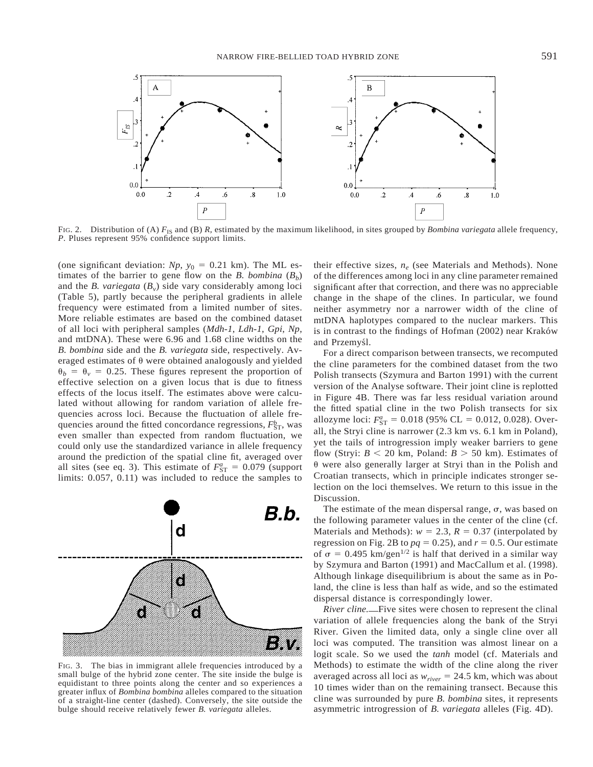FIG. 2. Distribution of (A) $F_{IS}$ and (B) $R$, estimated by the maximum likelihood, in sites grouped by *Bombina variegata* allele frequency, $P$. Pluses represent 95% confidence support limits.

(one significant deviation: *Np*, $y_0$ = 0.21 km). The ML estimates of the barrier to gene flow on the *B. bombina* ($B_b$) and the *B. variegata* ($B_v$) side vary considerably among loci (Table 5), partly because the peripheral gradients in allele frequency were estimated from a limited number of sites. More reliable estimates are based on the combined dataset of all loci with peripheral samples (*Mdh-1*, *Ldh-1*, *Gpi*, *Np*, and mtDNA). These were 6.96 and 1.68 cline widths on the *B. bombina* side and the *B. variegata* side, respectively. Averaged estimates of θ were obtained analogously and yielded $\theta_b = \theta_v = 0.25$. These figures represent the proportion of effective selection on a given locus that is due to fitness effects of the locus itself. The estimates above were calculated without allowing for random variation of allele frequencies across loci. Because the fluctuation of allele frequencies around the fitted concordance regressions, $F^b_{ST}$, was even smaller than expected from random fluctuation, we could only use the standardized variance in allele frequency around the prediction of the spatial cline fit, averaged over all sites (see eq. 3). This estimate of $F^a_{ST} = 0.079$ (support limits: 0.057, 0.11) was included to reduce the samples to their effective sizes, $n_e$ (see Materials and Methods). None of the differences among loci in any cline parameter remained significant after that correction, and there was no appreciable change in the shape of the clines. In particular, we found neither asymmetry nor a narrower width of the cline of mtDNA haplotypes compared to the nuclear markers. This is in contrast to the findings of Hofman (2002) near Kraków and Przemyśl.

For a direct comparison between transects, we recomputed the cline parameters for the combined dataset from the two Polish transects (Szymura and Barton 1991) with the current version of the Analyse software. Their joint cline is replotted in Figure 4B. There was far less residual variation around the fitted spatial cline in the two Polish transects for six allozyme loci: $F^a_{ST} = 0.018$ (95% CL = 0.012, 0.028). Overall, the Stryi cline is narrower (2.3 km vs. 6.1 km in Poland), yet the tails of introgression imply weaker barriers to gene flow (Stryi: $B < 20$ km, Poland: $B > 50$ km). Estimates of θ were also generally larger at Stryi than in the Polish and Croatian transects, which in principle indicates stronger selection on the loci themselves. We return to this issue in the Discussion.

The estimate of the mean dispersal range, σ, was based on the following parameter values in the center of the cline (cf. Materials and Methods): $w = 2.3$, $R = 0.37$ (interpolated by regression on Fig. 2B to $pq = 0.25$), and $r = 0.5$. Our estimate of $\sigma = 0.495$ km/gen$^{1/2}$ is half that derived in a similar way by Szymura and Barton (1991) and MacCallum et al. (1998). Although linkage disequilibrium is about the same as in Poland, the cline is less than half as wide, and so the estimated dispersal distance is correspondingly lower.

FIG. 3. The bias in immigrant allele frequencies introduced by a small bulge of the hybrid zone center. The site inside the bulge is equidistant to three points along the center and so experiences a greater influx of *Bombina bombina* alleles compared to the situation of a straight-line center (dashed). Conversely, the site outside the bulge should receive relatively fewer *B. variegata* alleles.

*River cline.*—Five sites were chosen to represent the clinal variation of allele frequencies along the bank of the Stryi River. Given the limited data, only a single cline over all loci was computed. The transition was almost linear on a logit scale. So we used the *tanh* model (cf. Materials and Methods) to estimate the width of the cline along the river averaged across all loci as $w_{river} = 24.5$ km, which was about 10 times wider than on the remaining transect. Because this cline was surrounded by pure *B. bombina* sites, it represents asymmetric introgression of *B. variegata* alleles (Fig. 4D).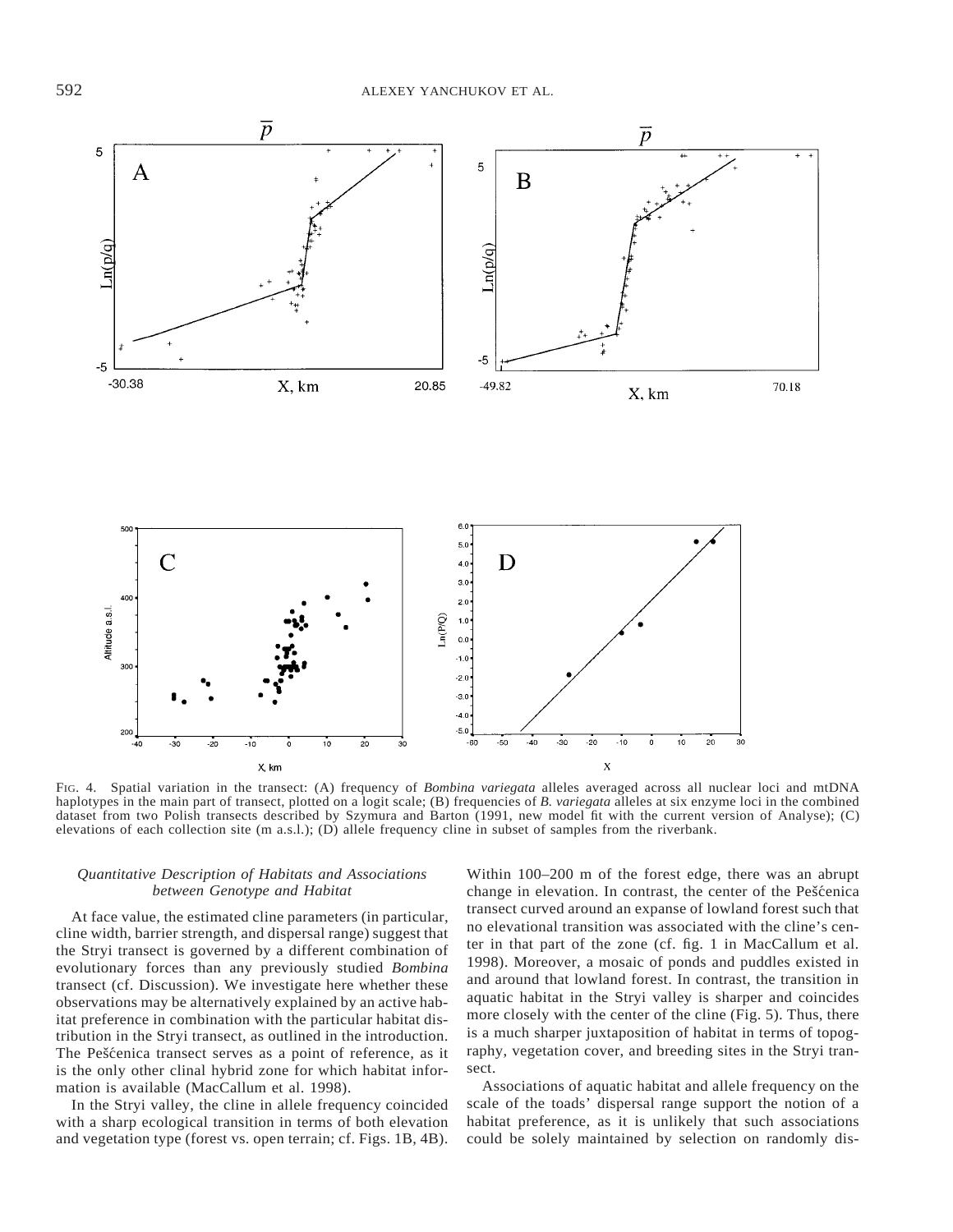FIG. 4. Spatial variation in the transect: (A) frequency of *Bombina variegata* alleles averaged across all nuclear loci and mtDNA haplotypes in the main part of transect, plotted on a logit scale; (B) frequencies of *B. variegata* alleles at six enzyme loci in the combined dataset from two Polish transects described by Szymura and Barton (1991, new model fit with the current version of Analyse); (C) elevations of each collection site (m a.s.l.); (D) allele frequency cline in subset of samples from the riverbank.

### *Quantitative Description of Habitats and Associations between Genotype and Habitat*

At face value, the estimated cline parameters (in particular, cline width, barrier strength, and dispersal range) suggest that the Stryi transect is governed by a different combination of evolutionary forces than any previously studied *Bombina* transect (cf. Discussion). We investigate here whether these observations may be alternatively explained by an active habitat preference in combination with the particular habitat distribution in the Stryi transect, as outlined in the introduction. The Pešćenica transect serves as a point of reference, as it is the only other clinal hybrid zone for which habitat information is available (MacCallum et al. 1998).

In the Stryi valley, the cline in allele frequency coincided with a sharp ecological transition in terms of both elevation and vegetation type (forest vs. open terrain; cf. Figs. 1B, 4B). Within 100–200 m of the forest edge, there was an abrupt change in elevation. In contrast, the center of the Pešćenica transect curved around an expanse of lowland forest such that no elevational transition was associated with the cline's center in that part of the zone (cf. fig. 1 in MacCallum et al. 1998). Moreover, a mosaic of ponds and puddles existed in and around that lowland forest. In contrast, the transition in aquatic habitat in the Stryi valley is sharper and coincides more closely with the center of the cline (Fig. 5). Thus, there is a much sharper juxtaposition of habitat in terms of topography, vegetation cover, and breeding sites in the Stryi transect.

Associations of aquatic habitat and allele frequency on the scale of the toads' dispersal range support the notion of a habitat preference, as it is unlikely that such associations could be solely maintained by selection on randomly dis-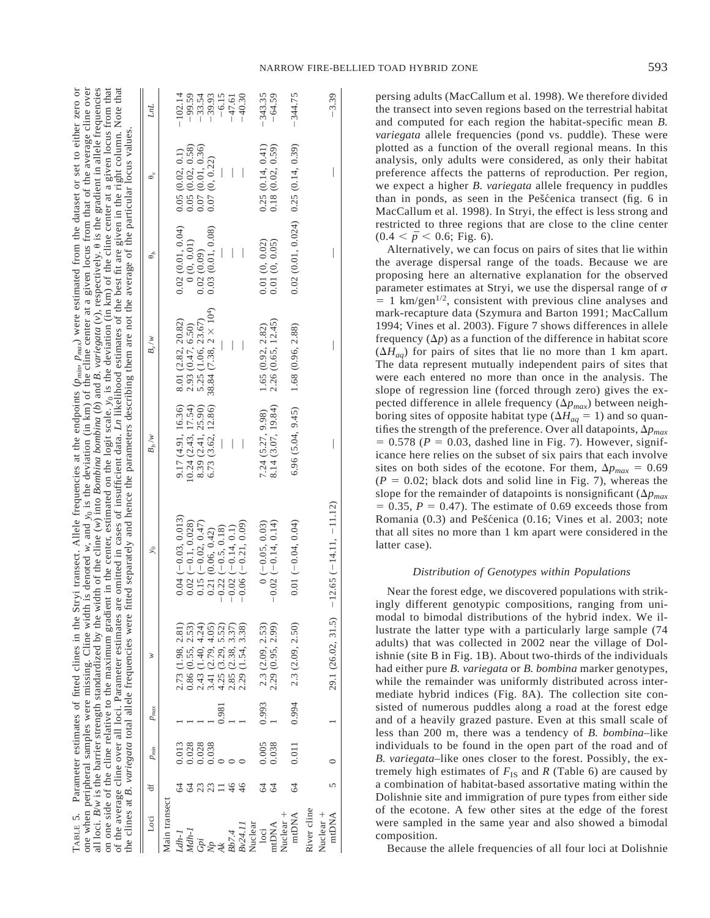TABLE 5. Parameter estimates of fitted clines in the Stryi transect. Allele frequencies at the endpoints ($p_{min}$, $p_{max}$) were estimated from the dataset or set to either zero or one when peripheral samples were missing. Cline width is denoted $w$, and $y_0$ is the deviation (in km) of the cline center at a given locus from that of the average cline over all loci. $B/w$ is the barrier strength standardized by the width of the cline ($w$) into *Bombina bombina* ($b$) and *B. variegata* ($v$), respectively. $\theta$ is the gradient in allele frequencies on one side of the cline relative to the maximum gradient in the center, estimated on the logit scale. $y_0$ is the deviation (in km) of the cline center at a given locus from that of the average cline over all loci. Parameter estimates are omitted in cases of insufficient data. *Ln* likelihood estimates of the best fit are given in the right column. Note that the clines at *B. variegata* total allele frequencies were fitted separately and hence the parameters describing them are not the average of the particular locus values.

| Loci | df | $p_{min}$ | $p_{max}$ | $w$ | $y_0$ | $B_b/w$ | $B_v/w$ | $\theta_b$ | $\theta_v$ | *LnL* |
|---|---|---|---|---|---|---|---|---|---|---|
| Main transect | | | | | | | | | | |
| *Ldh-1* | 64 | 0.013 | 1 | 2.73 (1.98, 2.81) | 0.04 (−0.03, 0.013) | 9.17 (4.91, 16.36) | 8.01 (2.82, 20.82) | 0.02 (0.01, 0.04) | 0.05 (0.02, 0.1) | −102.14 |
| *Mdh-1* | 64 | 0.028 | 1 | 0.86 (0.55, 2.53) | 0.02 (−0.1, 0.028) | 10.24 (2.43, 17.54) | 2.93 (0.47, 6.50) | 0 (0, 0.01) | 0.05 (0.02, 0.58) | −99.59 |
| *Gpi* | 23 | 0.028 | 1 | 2.43 (1.40, 4.24) | 0.15 (−0.02, 0.47) | 8.39 (2.41, 25.90) | 5.25 (1.06, 23.67) | 0.02 (0.09) | 0.07 (0.01, 0.36) | −33.54 |
| *Np* | 23 | 0.038 | 1 | 3.41 (2.79, 4.05) | 0.21 (0.06, 0.42) | 6.73 (3.62, 12.86) | 38.84 (7.38, 2 × 10⁴) | 0.03 (0.01, 0.08) | 0.07 (0, 0.22) | −39.93 |
| *Ak* | 11 | 0 | 0.981 | 4.25 (3.29, 5.52) | −0.22 (−0.5, 0.18) | — | — | — | — | −6.15 |
| *Bb7.4* | 46 | 0 | 1 | 2.85 (2.38, 3.37) | −0.02 (−0.14, 0.1) | — | — | — | — | −47.61 |
| *Bv24.11* | 46 | 0 | 1 | 2.29 (1.54, 3.38) | −0.06 (−0.21, 0.09) | — | — | — | — | −40.30 |
| Nuclear loci | 64 | 0.005 | 0.993 | 2.3 (2.09, 2.53) | 0 (−0.05, 0.03) | 7.24 (5.27, 9.98) | 1.65 (0.92, 2.82) | 0.01 (0, 0.02) | 0.25 (0.14, 0.41) | −343.35 |
| mtDNA | 64 | 0.038 | 1 | 2.29 (0.95, 2.99) | −0.02 (−0.14, 0.14) | 8.14 (3.07, 19.84) | 2.26 (0.65, 12.45) | 0.01 (0, 0.05) | 0.18 (0.02, 0.59) | −64.59 |
| Nuclear + mtDNA | 64 | 0.011 | 0.994 | 2.3 (2.09, 2.50) | 0.01 (−0.04, 0.04) | 6.96 (5.04, 9.45) | 1.68 (0.96, 2.88) | 0.02 (0.01, 0.024) | 0.25 (0.14, 0.39) | −344.75 |
| River cline | | | | | | | | | | |
| Nuclear + mtDNA | 5 | 0 | 1 | 29.1 (26.02, 31.5) | −12.65 (−14.11, −11.12) | — | — | — | — | −3.39 |

persing adults (MacCallum et al. 1998). We therefore divided the transect into seven regions based on the terrestrial habitat and computed for each region the habitat-specific mean *B. variegata* allele frequencies (pond vs. puddle). These were plotted as a function of the overall regional means. In this analysis, only adults were considered, as only their habitat preference affects the patterns of reproduction. Per region, we expect a higher *B. variegata* allele frequency in puddles than in ponds, as seen in the Pešćenica transect (fig. 6 in MacCallum et al. 1998). In Stryi, the effect is less strong and restricted to three regions that are close to the cline center ($0.4 < \bar{p} < 0.6$; Fig. 6).

Alternatively, we can focus on pairs of sites that lie within the average dispersal range of the toads. Because we are proposing here an alternative explanation for the observed parameter estimates at Stryi, we use the dispersal range of $\sigma = 1$ km/gen$^{1/2}$, consistent with previous cline analyses and mark-recapture data (Szymura and Barton 1991; MacCallum 1994; Vines et al. 2003). Figure 7 shows differences in allele frequency ($\Delta p$) as a function of the difference in habitat score ($\Delta H_{aq}$) for pairs of sites that lie no more than 1 km apart. The data represent mutually independent pairs of sites that were each entered no more than once in the analysis. The slope of regression line (forced through zero) gives the expected difference in allele frequency ($\Delta p_{max}$) between neighboring sites of opposite habitat type ($\Delta H_{aq} = 1$) and so quantifies the strength of the preference. Over all datapoints, $\Delta p_{max} = 0.578$ ($P = 0.03$, dashed line in Fig. 7). However, significance here relies on the subset of six pairs that each involve sites on both sides of the ecotone. For them, $\Delta p_{max} = 0.69$ ($P = 0.02$; black dots and solid line in Fig. 7), whereas the slope for the remainder of datapoints is nonsignificant ($\Delta p_{max} = 0.35$, $P = 0.47$). The estimate of 0.69 exceeds those from Romania (0.3) and Pešćenica (0.16; Vines et al. 2003; note that all sites no more than 1 km apart were considered in the latter case).

### *Distribution of Genotypes within Populations*

Near the forest edge, we discovered populations with strikingly different genotypic compositions, ranging from unimodal to bimodal distributions of the hybrid index. We illustrate the latter type with a particularly large sample (74 adults) that was collected in 2002 near the village of Dolishnie (site B in Fig. 1B). About two-thirds of the individuals had either pure *B. variegata* or *B. bombina* marker genotypes, while the remainder was uniformly distributed across intermediate hybrid indices (Fig. 8A). The collection site consisted of numerous puddles along a road at the forest edge and of a heavily grazed pasture. Even at this small scale of less than 200 m, there was a tendency of *B. bombina*–like individuals to be found in the open part of the road and of *B. variegata*–like ones closer to the forest. Possibly, the extremely high estimates of $F_{IS}$ and $R$ (Table 6) are caused by a combination of habitat-based assortative mating within the Dolishnie site and immigration of pure types from either side of the ecotone. A few other sites at the edge of the forest were sampled in the same year and also showed a bimodal composition.

Because the allele frequencies of all four loci at Dolishnie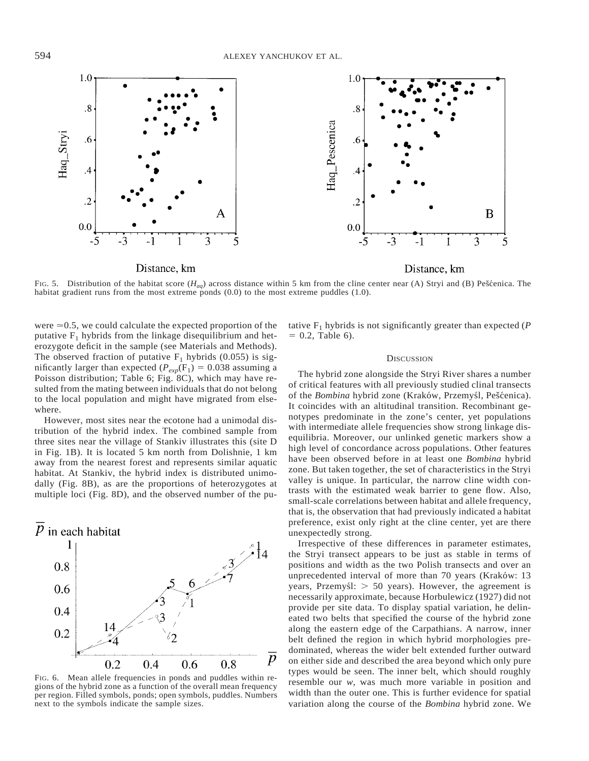FIG. 5. Distribution of the habitat score ($H_{aq}$) across distance within 5 km from the cline center near (A) Stryi and (B) Pešćenica. The habitat gradient runs from the most extreme ponds (0.0) to the most extreme puddles (1.0).

FIG. 6. Mean allele frequencies in ponds and puddles within regions of the hybrid zone as a function of the overall mean frequency per region. Filled symbols, ponds; open symbols, puddles. Numbers next to the symbols indicate the sample sizes.

were ≈0.5, we could calculate the expected proportion of the putative $F_1$ hybrids from the linkage disequilibrium and heterozygote deficit in the sample (see Materials and Methods). The observed fraction of putative $F_1$ hybrids (0.055) is significantly larger than expected ($P_{exp}(F_1) = 0.038$ assuming a Poisson distribution; Table 6; Fig. 8C), which may have resulted from the mating between individuals that do not belong to the local population and might have migrated from elsewhere.

However, most sites near the ecotone had a unimodal distribution of the hybrid index. The combined sample from three sites near the village of Stankiv illustrates this (site D in Fig. 1B). It is located 5 km north from Dolishnie, 1 km away from the nearest forest and represents similar aquatic habitat. At Stankiv, the hybrid index is distributed unimodally (Fig. 8B), as are the proportions of heterozygotes at multiple loci (Fig. 8D), and the observed number of the putative $F_1$ hybrids is not significantly greater than expected ($P = 0.2$, Table 6).

## DISCUSSION

The hybrid zone alongside the Stryi River shares a number of critical features with all previously studied clinal transects of the *Bombina* hybrid zone (Kraków, Przemyśl, Pešćenica). It coincides with an altitudinal transition. Recombinant genotypes predominate in the zone's center, yet populations with intermediate allele frequencies show strong linkage disequilibria. Moreover, our unlinked genetic markers show a high level of concordance across populations. Other features have been observed before in at least one *Bombina* hybrid zone. But taken together, the set of characteristics in the Stryi valley is unique. In particular, the narrow cline width contrasts with the estimated weak barrier to gene flow. Also, small-scale correlations between habitat and allele frequency, that is, the observation that had previously indicated a habitat preference, exist only right at the cline center, yet are there unexpectedly strong.

Irrespective of these differences in parameter estimates, the Stryi transect appears to be just as stable in terms of positions and width as the two Polish transects and over an unprecedented interval of more than 70 years (Kraków: 13 years, Przemyśl: > 50 years). However, the agreement is necessarily approximate, because Horbulewicz (1927) did not provide per site data. To display spatial variation, he delineated two belts that specified the course of the hybrid zone along the eastern edge of the Carpathians. A narrow, inner belt defined the region in which hybrid morphologies predominated, whereas the wider belt extended further outward on either side and described the area beyond which only pure types would be seen. The inner belt, which should roughly resemble our *w*, was much more variable in position and width than the outer one. This is further evidence for spatial variation along the course of the *Bombina* hybrid zone. We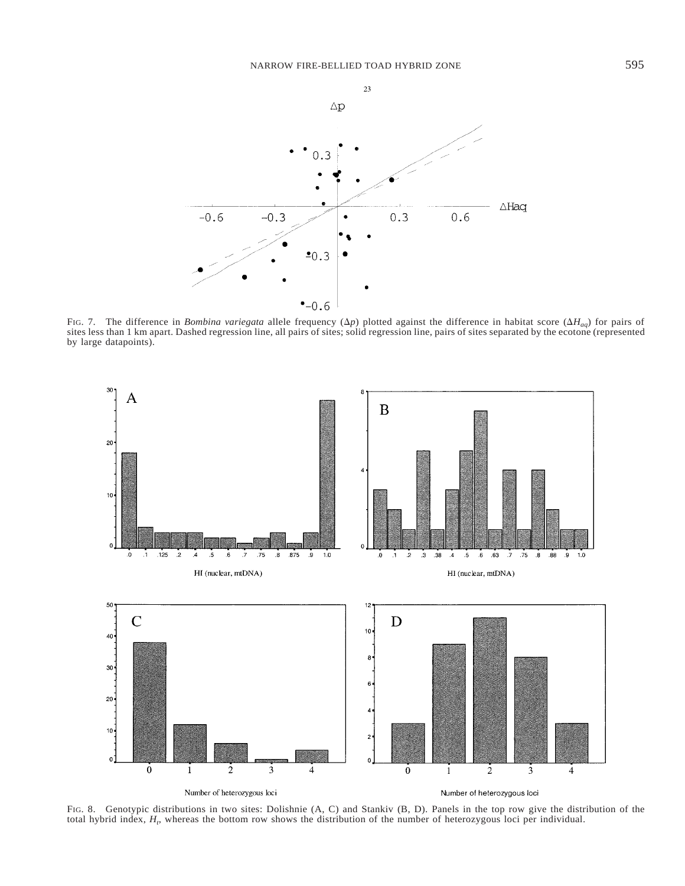FIG. 7. The difference in *Bombina variegata* allele frequency ($\Delta p$) plotted against the difference in habitat score ($\Delta H_{aq}$) for pairs of sites less than 1 km apart. Dashed regression line, all pairs of sites; solid regression line, pairs of sites separated by the ecotone (represented by large datapoints).

FIG. 8. Genotypic distributions in two sites: Dolishnie (A, C) and Stankiv (B, D). Panels in the top row give the distribution of the total hybrid index, $H_t$, whereas the bottom row shows the distribution of the number of heterozygous loci per individual.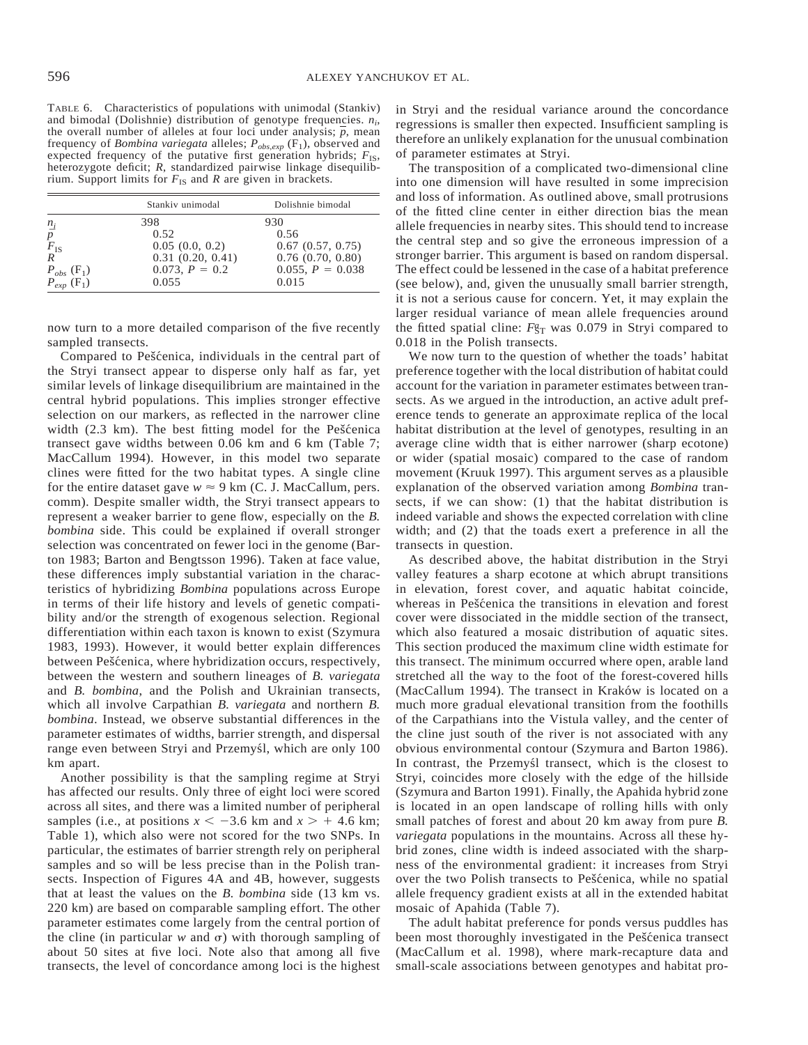TABLE 6. Characteristics of populations with unimodal (Stankiv) and bimodal (Dolishnie) distribution of genotype frequencies. $n_i$, the overall number of alleles at four loci under analysis; $\bar{p}$, mean frequency of *Bombina variegata* alleles; $P_{obs,exp}$ ($F_1$), observed and expected frequency of the putative first generation hybrids; $F_{IS}$, heterozygote deficit; $R$, standardized pairwise linkage disequilibrium. Support limits for $F_{IS}$ and $R$ are given in brackets.

| | Stankiv unimodal | Dolishnie bimodal |
|---|---|---|
| $n_i$ | 398 | 930 |
| $\bar{p}$ | 0.52 | 0.56 |
| $F_{IS}$ | 0.05 (0.0, 0.2) | 0.67 (0.57, 0.75) |
| $R$ | 0.31 (0.20, 0.41) | 0.76 (0.70, 0.80) |
| $P_{obs}$ ($F_1$) | 0.073, $P$ = 0.2 | 0.055, $P$ = 0.038 |
| $P_{exp}$ ($F_1$) | 0.055 | 0.015 |

now turn to a more detailed comparison of the five recently sampled transects.

Compared to Pešćenica, individuals in the central part of the Stryi transect appear to disperse only half as far, yet similar levels of linkage disequilibrium are maintained in the central hybrid populations. This implies stronger effective selection on our markers, as reflected in the narrower cline width (2.3 km). The best fitting model for the Pešćenica transect gave widths between 0.06 km and 6 km (Table 7; MacCallum 1994). However, in this model two separate clines were fitted for the two habitat types. A single cline for the entire dataset gave $w \approx 9$ km (C. J. MacCallum, pers. comm). Despite smaller width, the Stryi transect appears to represent a weaker barrier to gene flow, especially on the *B. bombina* side. This could be explained if overall stronger selection was concentrated on fewer loci in the genome (Barton 1983; Barton and Bengtsson 1996). Taken at face value, these differences imply substantial variation in the characteristics of hybridizing *Bombina* populations across Europe in terms of their life history and levels of genetic compatibility and/or the strength of exogenous selection. Regional differentiation within each taxon is known to exist (Szymura 1983, 1993). However, it would better explain differences between Pešćenica, where hybridization occurs, respectively, between the western and southern lineages of *B. variegata* and *B. bombina*, and the Polish and Ukrainian transects, which all involve Carpathian *B. variegata* and northern *B. bombina*. Instead, we observe substantial differences in the parameter estimates of widths, barrier strength, and dispersal range even between Stryi and Przemyśl, which are only 100 km apart.

Another possibility is that the sampling regime at Stryi has affected our results. Only three of eight loci were scored across all sites, and there was a limited number of peripheral samples (i.e., at positions $x < -3.6$ km and $x > +4.6$ km; Table 1), which also were not scored for the two SNPs. In particular, the estimates of barrier strength rely on peripheral samples and so will be less precise than in the Polish transects. Inspection of Figures 4A and 4B, however, suggests that at least the values on the *B. bombina* side (13 km vs. 220 km) are based on comparable sampling effort. The other parameter estimates come largely from the central portion of the cline (in particular $w$ and $\sigma$) with thorough sampling of about 50 sites at five loci. Note also that among all five transects, the level of concordance among loci is the highest in Stryi and the residual variance around the concordance regressions is smaller then expected. Insufficient sampling is therefore an unlikely explanation for the unusual combination of parameter estimates at Stryi.

The transposition of a complicated two-dimensional cline into one dimension will have resulted in some imprecision and loss of information. As outlined above, small protrusions of the fitted cline center in either direction bias the mean allele frequencies in nearby sites. This should tend to increase the central step and so give the erroneous impression of a stronger barrier. This argument is based on random dispersal. The effect could be lessened in the case of a habitat preference (see below), and, given the unusually small barrier strength, it is not a serious cause for concern. Yet, it may explain the larger residual variance of mean allele frequencies around the fitted spatial cline: $F_{ST}^{e}$ was 0.079 in Stryi compared to 0.018 in the Polish transects.

We now turn to the question of whether the toads' habitat preference together with the local distribution of habitat could account for the variation in parameter estimates between transects. As we argued in the introduction, an active adult preference tends to generate an approximate replica of the local habitat distribution at the level of genotypes, resulting in an average cline width that is either narrower (sharp ecotone) or wider (spatial mosaic) compared to the case of random movement (Kruuk 1997). This argument serves as a plausible explanation of the observed variation among *Bombina* transects, if we can show: (1) that the habitat distribution is indeed variable and shows the expected correlation with cline width; and (2) that the toads exert a preference in all the transects in question.

As described above, the habitat distribution in the Stryi valley features a sharp ecotone at which abrupt transitions in elevation, forest cover, and aquatic habitat coincide, whereas in Pešćenica the transitions in elevation and forest cover were dissociated in the middle section of the transect, which also featured a mosaic distribution of aquatic sites. This section produced the maximum cline width estimate for this transect. The minimum occurred where open, arable land stretched all the way to the foot of the forest-covered hills (MacCallum 1994). The transect in Kraków is located on a much more gradual elevational transition from the foothills of the Carpathians into the Vistula valley, and the center of the cline just south of the river is not associated with any obvious environmental contour (Szymura and Barton 1986). In contrast, the Przemyśl transect, which is the closest to Stryi, coincides more closely with the edge of the hillside (Szymura and Barton 1991). Finally, the Apahida hybrid zone is located in an open landscape of rolling hills with only small patches of forest and about 20 km away from pure *B. variegata* populations in the mountains. Across all these hybrid zones, cline width is indeed associated with the sharpness of the environmental gradient: it increases from Stryi over the two Polish transects to Pešćenica, while no spatial allele frequency gradient exists at all in the extended habitat mosaic of Apahida (Table 7).

The adult habitat preference for ponds versus puddles has been most thoroughly investigated in the Pešćenica transect (MacCallum et al. 1998), where mark-recapture data and small-scale associations between genotypes and habitat pro-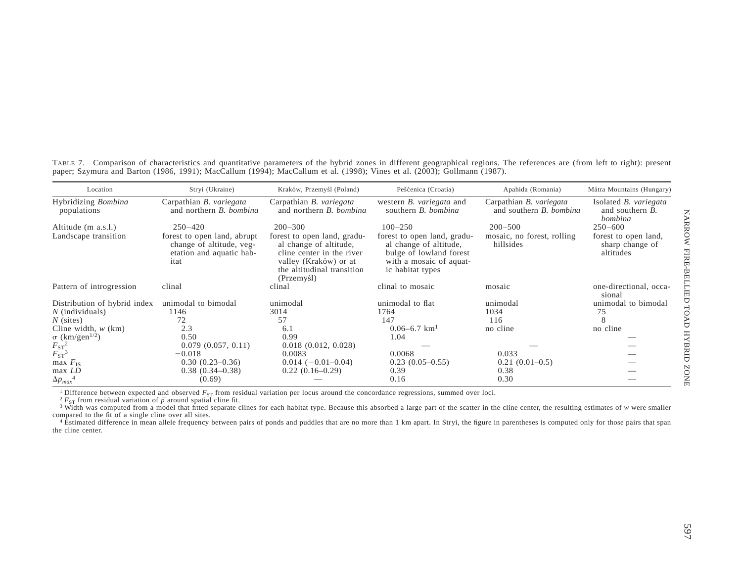TABLE 7. Comparison of characteristics and quantitative parameters of the hybrid zones in different geographical regions. The references are (from left to right): present paper; Szymura and Barton (1986, 1991); MacCallum (1994); MacCallum et al. (1998); Vines et al. (2003); Gollmann (1987).

| Location | Stryi (Ukraine) | Kraków, Przemyśl (Poland) | Pešćenica (Croatia) | Apahida (Romania) | Mátra Mountains (Hungary) |
|---|---|---|---|---|---|
| Hybridizing *Bombina* populations | Carpathian *B. variegata* and northern *B. bombina* | Carpathian *B. variegata* and northern *B. bombina* | western *B. variegata* and southern *B. bombina* | Carpathian *B. variegata* and southern *B. bombina* | Isolated *B. variegata* and southern *B. bombina* |
| Altitude (m a.s.l.) | 250–420 | 200–300 | 100–250 | 200–500 | 250–600 |
| Landscape transition | forest to open land, abrupt change of altitude, vegetation and aquatic habitat | forest to open land, gradual change of altitude, cline center in the river valley (Kraków) or at the altitudinal transition (Przemyśl) | forest to open land, gradual change of altitude, bulge of lowland forest with a mosaic of aquatic habitat types | mosaic, no forest, rolling hillsides | forest to open land, sharp change of altitudes |
| Pattern of introgression | clinal | clinal | clinal to mosaic | mosaic | one-directional, occasional |
| Distribution of hybrid index | unimodal to bimodal | unimodal | unimodal to flat | unimodal | unimodal to bimodal |
| *N* (individuals) | 1146 | 3014 | 1764 | 1034 | 75 |
| *N* (sites) | 72 | 57 | 147 | 116 | 8 |
| Cline width, *w* (km) | 2.3 | 6.1 | 0.06–6.7 km[1] | no cline | no cline |
| $\sigma$ (km/gen$^{1/2}$) | 0.50 | 0.99 | 1.04 |  | — |
| $F_{ST}$[2] | 0.079 (0.057, 0.11) | 0.018 (0.012, 0.028) | — | — | — |
| $F_{ST}$[3] | −0.018 | 0.0083 | 0.0068 | 0.033 | — |
| max $F_{IS}$ | 0.30 (0.23–0.36) | 0.014 (−0.01–0.04) | 0.23 (0.05–0.55) | 0.21 (0.01–0.5) | — |
| max *LD* | 0.38 (0.34–0.38) | 0.22 (0.16–0.29) | 0.39 | 0.38 | — |
| $\Delta p_{max}$[4] | (0.69) | — | 0.16 | 0.30 | — |

[1] Difference between expected and observed $F_{ST}$ from residual variation per locus around the concordance regressions, summed over loci.

[2] $F_{ST}$ from residual variation of $\bar{p}$ around spatial cline fit.

[3] Width was computed from a model that fitted separate clines for each habitat type. Because this absorbed a large part of the scatter in the cline center, the resulting estimates of *w* were smaller compared to the fit of a single cline over all sites.

[4] Estimated difference in mean allele frequency between pairs of ponds and puddles that are no more than 1 km apart. In Stryi, the figure in parentheses is computed only for those pairs that span the cline center.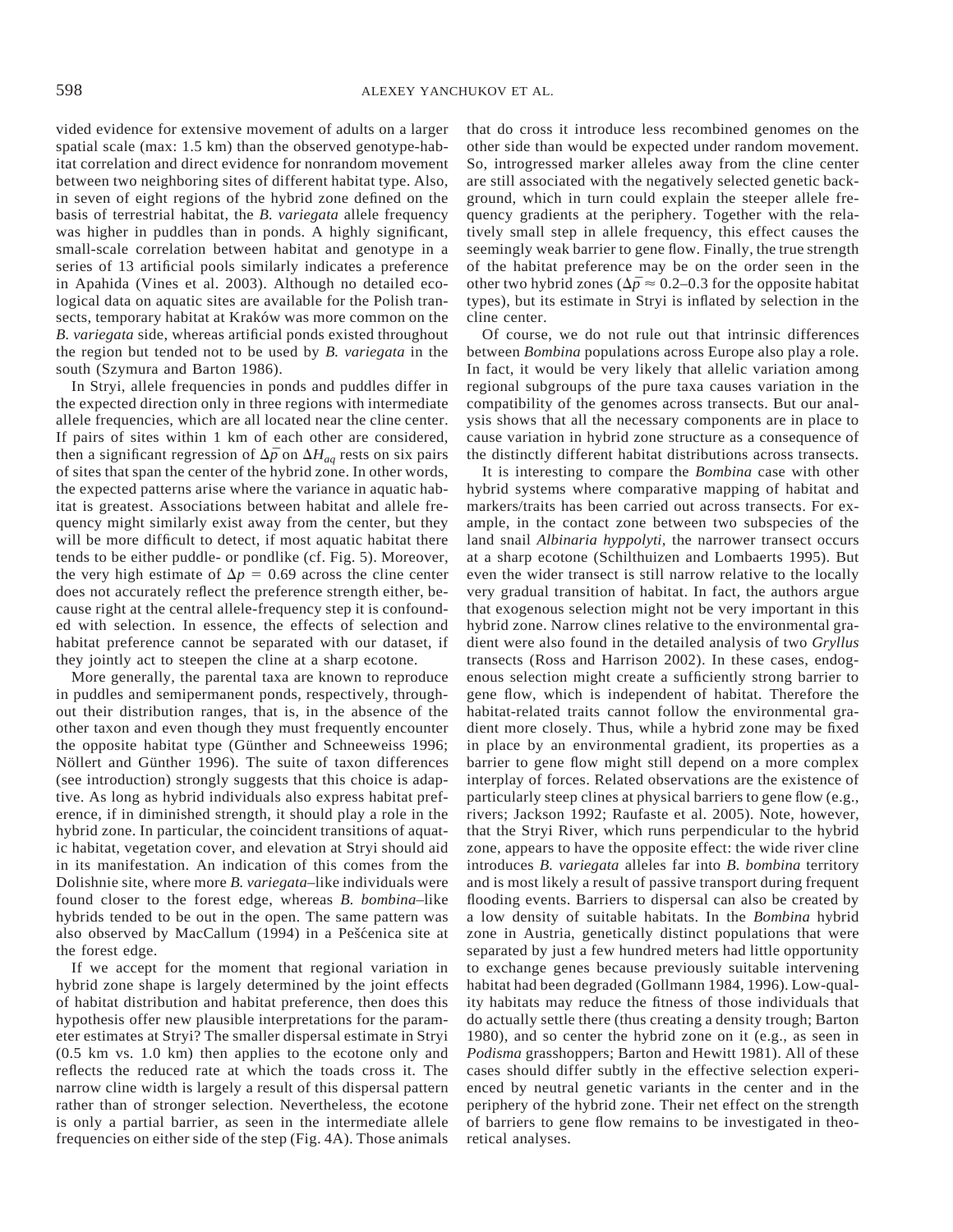vided evidence for extensive movement of adults on a larger spatial scale (max: 1.5 km) than the observed genotype-habitat correlation and direct evidence for nonrandom movement between two neighboring sites of different habitat type. Also, in seven of eight regions of the hybrid zone defined on the basis of terrestrial habitat, the *B. variegata* allele frequency was higher in puddles than in ponds. A highly significant, small-scale correlation between habitat and genotype in a series of 13 artificial pools similarly indicates a preference in Apahida (Vines et al. 2003). Although no detailed ecological data on aquatic sites are available for the Polish transects, temporary habitat at Kraków was more common on the *B. variegata* side, whereas artificial ponds existed throughout the region but tended not to be used by *B. variegata* in the south (Szymura and Barton 1986).

In Stryi, allele frequencies in ponds and puddles differ in the expected direction only in three regions with intermediate allele frequencies, which are all located near the cline center. If pairs of sites within 1 km of each other are considered, then a significant regression of $\Delta\bar{p}$ on $\Delta H_{aq}$ rests on six pairs of sites that span the center of the hybrid zone. In other words, the expected patterns arise where the variance in aquatic habitat is greatest. Associations between habitat and allele frequency might similarly exist away from the center, but they will be more difficult to detect, if most aquatic habitat there tends to be either puddle- or pondlike (cf. Fig. 5). Moreover, the very high estimate of $\Delta p = 0.69$ across the cline center does not accurately reflect the preference strength either, because right at the central allele-frequency step it is confounded with selection. In essence, the effects of selection and habitat preference cannot be separated with our dataset, if they jointly act to steepen the cline at a sharp ecotone.

More generally, the parental taxa are known to reproduce in puddles and semipermanent ponds, respectively, throughout their distribution ranges, that is, in the absence of the other taxon and even though they must frequently encounter the opposite habitat type (Günther and Schneeweiss 1996; Nöllert and Günther 1996). The suite of taxon differences (see introduction) strongly suggests that this choice is adaptive. As long as hybrid individuals also express habitat preference, if in diminished strength, it should play a role in the hybrid zone. In particular, the coincident transitions of aquatic habitat, vegetation cover, and elevation at Stryi should aid in its manifestation. An indication of this comes from the Dolishnie site, where more *B. variegata*–like individuals were found closer to the forest edge, whereas *B. bombina*–like hybrids tended to be out in the open. The same pattern was also observed by MacCallum (1994) in a Pešćenica site at the forest edge.

If we accept for the moment that regional variation in hybrid zone shape is largely determined by the joint effects of habitat distribution and habitat preference, then does this hypothesis offer new plausible interpretations for the parameter estimates at Stryi? The smaller dispersal estimate in Stryi (0.5 km vs. 1.0 km) then applies to the ecotone only and reflects the reduced rate at which the toads cross it. The narrow cline width is largely a result of this dispersal pattern rather than of stronger selection. Nevertheless, the ecotone is only a partial barrier, as seen in the intermediate allele frequencies on either side of the step (Fig. 4A). Those animals that do cross it introduce less recombined genomes on the other side than would be expected under random movement. So, introgressed marker alleles away from the cline center are still associated with the negatively selected genetic background, which in turn could explain the steeper allele frequency gradients at the periphery. Together with the relatively small step in allele frequency, this effect causes the seemingly weak barrier to gene flow. Finally, the true strength of the habitat preference may be on the order seen in the other two hybrid zones ($\Delta\bar{p} \approx 0.2$–$0.3$ for the opposite habitat types), but its estimate in Stryi is inflated by selection in the cline center.

Of course, we do not rule out that intrinsic differences between *Bombina* populations across Europe also play a role. In fact, it would be very likely that allelic variation among regional subgroups of the pure taxa causes variation in the compatibility of the genomes across transects. But our analysis shows that all the necessary components are in place to cause variation in hybrid zone structure as a consequence of the distinctly different habitat distributions across transects.

It is interesting to compare the *Bombina* case with other hybrid systems where comparative mapping of habitat and markers/traits has been carried out across transects. For example, in the contact zone between two subspecies of the land snail *Albinaria hyppolyti*, the narrower transect occurs at a sharp ecotone (Schilthuizen and Lombaerts 1995). But even the wider transect is still narrow relative to the locally very gradual transition of habitat. In fact, the authors argue that exogenous selection might not be very important in this hybrid zone. Narrow clines relative to the environmental gradient were also found in the detailed analysis of two *Gryllus* transects (Ross and Harrison 2002). In these cases, endogenous selection might create a sufficiently strong barrier to gene flow, which is independent of habitat. Therefore the habitat-related traits cannot follow the environmental gradient more closely. Thus, while a hybrid zone may be fixed in place by an environmental gradient, its properties as a barrier to gene flow might still depend on a more complex interplay of forces. Related observations are the existence of particularly steep clines at physical barriers to gene flow (e.g., rivers; Jackson 1992; Raufaste et al. 2005). Note, however, that the Stryi River, which runs perpendicular to the hybrid zone, appears to have the opposite effect: the wide river cline introduces *B. variegata* alleles far into *B. bombina* territory and is most likely a result of passive transport during frequent flooding events. Barriers to dispersal can also be created by a low density of suitable habitats. In the *Bombina* hybrid zone in Austria, genetically distinct populations that were separated by just a few hundred meters had little opportunity to exchange genes because previously suitable intervening habitat had been degraded (Gollmann 1984, 1996). Low-quality habitats may reduce the fitness of those individuals that do actually settle there (thus creating a density trough; Barton 1980), and so center the hybrid zone on it (e.g., as seen in *Podisma* grasshoppers; Barton and Hewitt 1981). All of these cases should differ subtly in the effective selection experienced by neutral genetic variants in the center and in the periphery of the hybrid zone. Their net effect on the strength of barriers to gene flow remains to be investigated in theoretical analyses.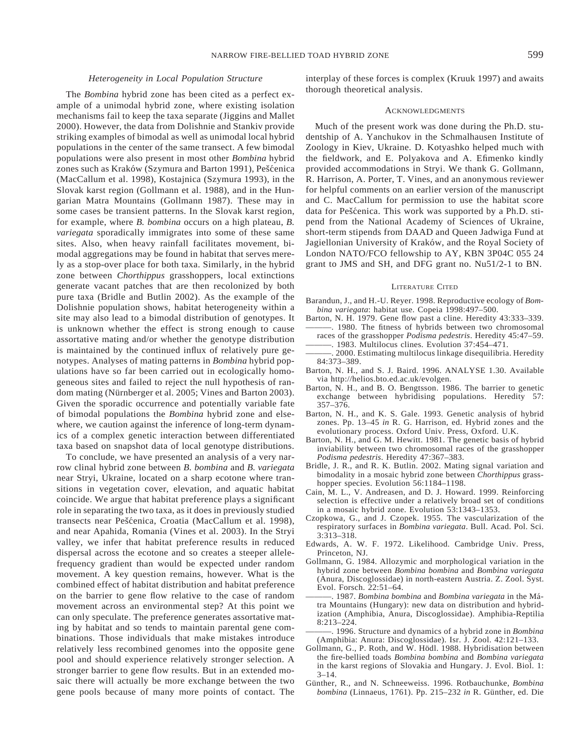### *Heterogeneity in Local Population Structure*

The *Bombina* hybrid zone has been cited as a perfect example of a unimodal hybrid zone, where existing isolation mechanisms fail to keep the taxa separate (Jiggins and Mallet 2000). However, the data from Dolishnie and Stankiv provide striking examples of bimodal as well as unimodal local hybrid populations in the center of the same transect. A few bimodal populations were also present in most other *Bombina* hybrid zones such as Kraków (Szymura and Barton 1991), Pešćenica (MacCallum et al. 1998), Kostajnica (Szymura 1993), in the Slovak karst region (Gollmann et al. 1988), and in the Hungarian Matra Mountains (Gollmann 1987). These may in some cases be transient patterns. In the Slovak karst region, for example, where *B. bombina* occurs on a high plateau, *B. variegata* sporadically immigrates into some of these same sites. Also, when heavy rainfall facilitates movement, bimodal aggregations may be found in habitat that serves merely as a stop-over place for both taxa. Similarly, in the hybrid zone between *Chorthippus* grasshoppers, local extinctions generate vacant patches that are then recolonized by both pure taxa (Bridle and Butlin 2002). As the example of the Dolishnie population shows, habitat heterogeneity within a site may also lead to a bimodal distribution of genotypes. It is unknown whether the effect is strong enough to cause assortative mating and/or whether the genotype distribution is maintained by the continued influx of relatively pure genotypes. Analyses of mating patterns in *Bombina* hybrid populations have so far been carried out in ecologically homogeneous sites and failed to reject the null hypothesis of random mating (Nürnberger et al. 2005; Vines and Barton 2003). Given the sporadic occurrence and potentially variable fate of bimodal populations the *Bombina* hybrid zone and elsewhere, we caution against the inference of long-term dynamics of a complex genetic interaction between differentiated taxa based on snapshot data of local genotype distributions.

To conclude, we have presented an analysis of a very narrow clinal hybrid zone between *B. bombina* and *B. variegata* near Stryi, Ukraine, located on a sharp ecotone where transitions in vegetation cover, elevation, and aquatic habitat coincide. We argue that habitat preference plays a significant role in separating the two taxa, as it does in previously studied transects near Pešćenica, Croatia (MacCallum et al. 1998), and near Apahida, Romania (Vines et al. 2003). In the Stryi valley, we infer that habitat preference results in reduced dispersal across the ecotone and so creates a steeper allele-frequency gradient than would be expected under random movement. A key question remains, however. What is the combined effect of habitat distribution and habitat preference on the barrier to gene flow relative to the case of random movement across an environmental step? At this point we can only speculate. The preference generates assortative mating by habitat and so tends to maintain parental gene combinations. Those individuals that make mistakes introduce relatively less recombined genomes into the opposite gene pool and should experience relatively stronger selection. A stronger barrier to gene flow results. But in an extended mosaic there will actually be more exchange between the two gene pools because of many more points of contact. The interplay of these forces is complex (Kruuk 1997) and awaits thorough theoretical analysis.

## Acknowledgments

Much of the present work was done during the Ph.D. studentship of A. Yanchukov in the Schmalhausen Institute of Zoology in Kiev, Ukraine. D. Kotyashko helped much with the fieldwork, and E. Polyakova and A. Efimenko kindly provided accommodations in Stryi. We thank G. Gollmann, R. Harrison, A. Porter, T. Vines, and an anonymous reviewer for helpful comments on an earlier version of the manuscript and C. MacCallum for permission to use the habitat score data for Pešćenica. This work was supported by a Ph.D. stipend from the National Academy of Sciences of Ukraine, short-term stipends from DAAD and Queen Jadwiga Fund at Jagiellonian University of Kraków, and the Royal Society of London NATO/FCO fellowship to AY, KBN 3P04C 055 24 grant to JMS and SH, and DFG grant no. Nu51/2-1 to BN.

## Literature Cited

Barandun, J., and H.-U. Reyer. 1998. Reproductive ecology of *Bombina variegata*: habitat use. Copeia 1998:497–500.

Barton, N. H. 1979. Gene flow past a cline. Heredity 43:333–339.

———. 1980. The fitness of hybrids between two chromosomal races of the grasshopper *Podisma pedestris*. Heredity 45:47–59.

———. 1983. Multilocus clines. Evolution 37:454–471.

———. 2000. Estimating multilocus linkage disequilibria. Heredity 84:373–389.

Barton, N. H., and S. J. Baird. 1996. ANALYSE 1.30. Available via http://helios.bto.ed.ac.uk/evolgen.

Barton, N. H., and B. O. Bengtsson. 1986. The barrier to genetic exchange between hybridising populations. Heredity 57: 357–376.

Barton, N. H., and K. S. Gale. 1993. Genetic analysis of hybrid zones. Pp. 13–45 *in* R. G. Harrison, ed. Hybrid zones and the evolutionary process. Oxford Univ. Press, Oxford. U.K.

Barton, N. H., and G. M. Hewitt. 1981. The genetic basis of hybrid inviability between two chromosomal races of the grasshopper *Podisma pedestris*. Heredity 47:367–383.

Bridle, J. R., and R. K. Butlin. 2002. Mating signal variation and bimodality in a mosaic hybrid zone between *Chorthippus* grasshopper species. Evolution 56:1184–1198.

Cain, M. L., V. Andreasen, and D. J. Howard. 1999. Reinforcing selection is effective under a relatively broad set of conditions in a mosaic hybrid zone. Evolution 53:1343–1353.

Czopkowa, G., and J. Czopek. 1955. The vascularization of the respiratory surfaces in *Bombina variegata*. Bull. Acad. Pol. Sci. 3:313–318.

Edwards, A. W. F. 1972. Likelihood. Cambridge Univ. Press, Princeton, NJ.

Gollmann, G. 1984. Allozymic and morphological variation in the hybrid zone between *Bombina bombina* and *Bombina variegata* (Anura, Discoglossidae) in north-eastern Austria. Z. Zool. Syst. Evol. Forsch. 22:51–64.

———. 1987. *Bombina bombina* and *Bombina variegata* in the Mátra Mountains (Hungary): new data on distribution and hybridization (Amphibia, Anura, Discoglossidae). Amphibia-Reptilia 8:213–224.

———. 1996. Structure and dynamics of a hybrid zone in *Bombina* (Amphibia: Anura: Discoglossidae). Isr. J. Zool. 42:121–133.

Gollmann, G., P. Roth, and W. Hödl. 1988. Hybridisation between the fire-bellied toads *Bombina bombina* and *Bombina variegata* in the karst regions of Slovakia and Hungary. J. Evol. Biol. 1: 3–14.

Günther, R., and N. Schneeweiss. 1996. Rotbauchunke, *Bombina bombina* (Linnaeus, 1761). Pp. 215–232 *in* R. Günther, ed. Die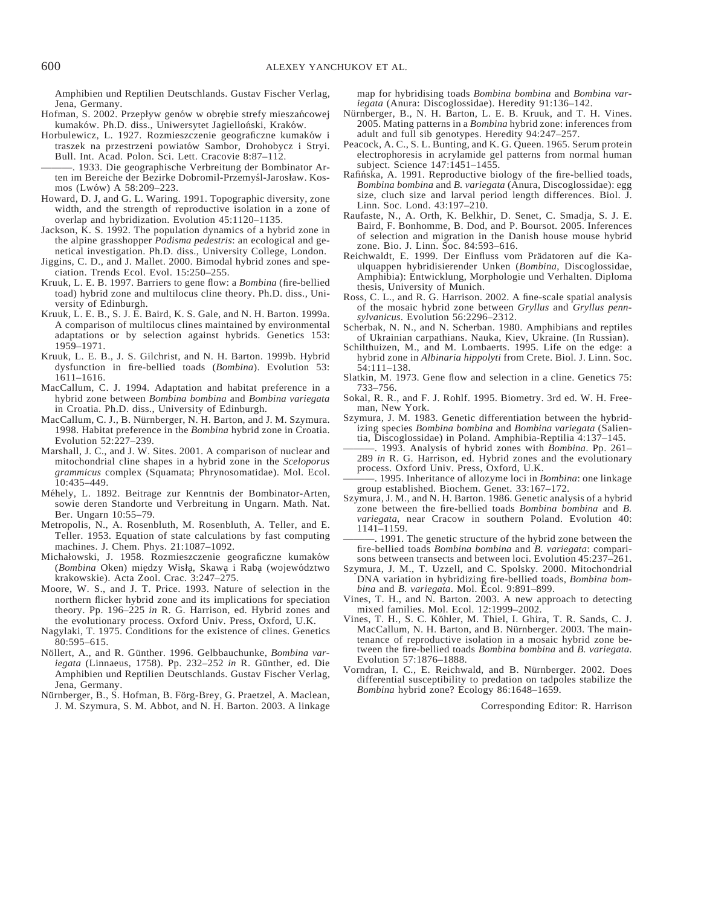Amphibien und Reptilien Deutschlands. Gustav Fischer Verlag, Jena, Germany.

Hofman, S. 2002. Przepływ genów w obrębie strefy mieszańcowej kumaków. Ph.D. diss., Uniwersytet Jagielloński, Kraków.

Horbulewicz, L. 1927. Rozmieszczenie geograficzne kumaków i traszek na przestrzeni powiatów Sambor, Drohobycz i Stryi. Bull. Int. Acad. Polon. Sci. Lett. Cracovie 8:87–112.

———. 1933. Die geographische Verbreitung der Bombinator Arten im Bereiche der Bezirke Dobromil-Przemyśl-Jarosław. Kosmos (Lwów) A 58:209–223.

Howard, D. J, and G. L. Waring. 1991. Topographic diversity, zone width, and the strength of reproductive isolation in a zone of overlap and hybridization. Evolution 45:1120–1135.

Jackson, K. S. 1992. The population dynamics of a hybrid zone in the alpine grasshopper *Podisma pedestris*: an ecological and genetical investigation. Ph.D. diss., University College, London.

Jiggins, C. D., and J. Mallet. 2000. Bimodal hybrid zones and speciation. Trends Ecol. Evol. 15:250–255.

Kruuk, L. E. B. 1997. Barriers to gene flow: a *Bombina* (fire-bellied toad) hybrid zone and multilocus cline theory. Ph.D. diss., University of Edinburgh.

Kruuk, L. E. B., S. J. E. Baird, K. S. Gale, and N. H. Barton. 1999a. A comparison of multilocus clines maintained by environmental adaptations or by selection against hybrids. Genetics 153: 1959–1971.

Kruuk, L. E. B., J. S. Gilchrist, and N. H. Barton. 1999b. Hybrid dysfunction in fire-bellied toads (*Bombina*). Evolution 53: 1611–1616.

MacCallum, C. J. 1994. Adaptation and habitat preference in a hybrid zone between *Bombina bombina* and *Bombina variegata* in Croatia. Ph.D. diss., University of Edinburgh.

MacCallum, C. J., B. Nürnberger, N. H. Barton, and J. M. Szymura. 1998. Habitat preference in the *Bombina* hybrid zone in Croatia. Evolution 52:227–239.

Marshall, J. C., and J. W. Sites. 2001. A comparison of nuclear and mitochondrial cline shapes in a hybrid zone in the *Sceloporus grammicus* complex (Squamata; Phrynosomatidae). Mol. Ecol. 10:435–449.

Méhely, L. 1892. Beitrage zur Kenntnis der Bombinator-Arten, sowie deren Standorte und Verbreitung in Ungarn. Math. Nat. Ber. Ungarn 10:55–79.

Metropolis, N., A. Rosenbluth, M. Rosenbluth, A. Teller, and E. Teller. 1953. Equation of state calculations by fast computing machines. J. Chem. Phys. 21:1087–1092.

Michałowski, J. 1958. Rozmieszczenie geograficzne kumaków (*Bombina* Oken) między Wisłą, Skawą i Rabą (województwo krakowskie). Acta Zool. Crac. 3:247–275.

Moore, W. S., and J. T. Price. 1993. Nature of selection in the northern flicker hybrid zone and its implications for speciation theory. Pp. 196–225 *in* R. G. Harrison, ed. Hybrid zones and the evolutionary process. Oxford Univ. Press, Oxford, U.K.

Nagylaki, T. 1975. Conditions for the existence of clines. Genetics 80:595–615.

Nöllert, A., and R. Günther. 1996. Gelbbauchunke, *Bombina variegata* (Linnaeus, 1758). Pp. 232–252 *in* R. Günther, ed. Die Amphibien und Reptilien Deutschlands. Gustav Fischer Verlag, Jena, Germany.

Nürnberger, B., S. Hofman, B. Förg-Brey, G. Praetzel, A. Maclean, J. M. Szymura, S. M. Abbot, and N. H. Barton. 2003. A linkage map for hybridising toads *Bombina bombina* and *Bombina variegata* (Anura: Discoglossidae). Heredity 91:136–142.

Nürnberger, B., N. H. Barton, L. E. B. Kruuk, and T. H. Vines. 2005. Mating patterns in a *Bombina* hybrid zone: inferences from adult and full sib genotypes. Heredity 94:247–257.

Peacock, A. C., S. L. Bunting, and K. G. Queen. 1965. Serum protein electrophoresis in acrylamide gel patterns from normal human subject. Science 147:1451–1455.

Rafińska, A. 1991. Reproductive biology of the fire-bellied toads, *Bombina bombina* and *B. variegata* (Anura, Discoglossidae): egg size, cluch size and larval period length differences. Biol. J. Linn. Soc. Lond. 43:197–210.

Raufaste, N., A. Orth, K. Belkhir, D. Senet, C. Smadja, S. J. E. Baird, F. Bonhomme, B. Dod, and P. Boursot. 2005. Inferences of selection and migration in the Danish house mouse hybrid zone. Bio. J. Linn. Soc. 84:593–616.

Reichwaldt, E. 1999. Der Einfluss vom Prädatoren auf die Kaulquappen hybridisierender Unken (*Bombina*, Discoglossidae, Amphibia): Entwicklung, Morphologie und Verhalten. Diploma thesis, University of Munich.

Ross, C. L., and R. G. Harrison. 2002. A fine-scale spatial analysis of the mosaic hybrid zone between *Gryllus* and *Gryllus pennsylvanicus*. Evolution 56:2296–2312.

Scherbak, N. N., and N. Scherban. 1980. Amphibians and reptiles of Ukrainian carpathians. Nauka, Kiev, Ukraine. (In Russian).

Schilthuizen, M., and M. Lombaerts. 1995. Life on the edge: a hybrid zone in *Albinaria hippolyti* from Crete. Biol. J. Linn. Soc. 54:111–138.

Slatkin, M. 1973. Gene flow and selection in a cline. Genetics 75: 733–756.

Sokal, R. R., and F. J. Rohlf. 1995. Biometry. 3rd ed. W. H. Freeman, New York.

Szymura, J. M. 1983. Genetic differentiation between the hybridizing species *Bombina bombina* and *Bombina variegata* (Salientia, Discoglossidae) in Poland. Amphibia-Reptilia 4:137–145.

———. 1993. Analysis of hybrid zones with *Bombina*. Pp. 261–289 *in* R. G. Harrison, ed. Hybrid zones and the evolutionary process. Oxford Univ. Press, Oxford, U.K.

———. 1995. Inheritance of allozyme loci in *Bombina*: one linkage group established. Biochem. Genet. 33:167–172.

Szymura, J. M., and N. H. Barton. 1986. Genetic analysis of a hybrid zone between the fire-bellied toads *Bombina bombina* and *B. variegata*, near Cracow in southern Poland. Evolution 40: 1141–1159.

———. 1991. The genetic structure of the hybrid zone between the fire-bellied toads *Bombina bombina* and *B. variegata*: comparisons between transects and between loci. Evolution 45:237–261.

Szymura, J. M., T. Uzzell, and C. Spolsky. 2000. Mitochondrial DNA variation in hybridizing fire-bellied toads, *Bombina bombina* and *B. variegata*. Mol. Ecol. 9:891–899.

Vines, T. H., and N. Barton. 2003. A new approach to detecting mixed families. Mol. Ecol. 12:1999–2002.

Vines, T. H., S. C. Köhler, M. Thiel, I. Ghira, T. R. Sands, C. J. MacCallum, N. H. Barton, and B. Nürnberger. 2003. The maintenance of reproductive isolation in a mosaic hybrid zone between the fire-bellied toads *Bombina bombina* and *B. variegata*. Evolution 57:1876–1888.

Vorndran, I. C., E. Reichwald, and B. Nürnberger. 2002. Does differential susceptibility to predation on tadpoles stabilize the *Bombina* hybrid zone? Ecology 86:1648–1659.

Corresponding Editor: R. Harrison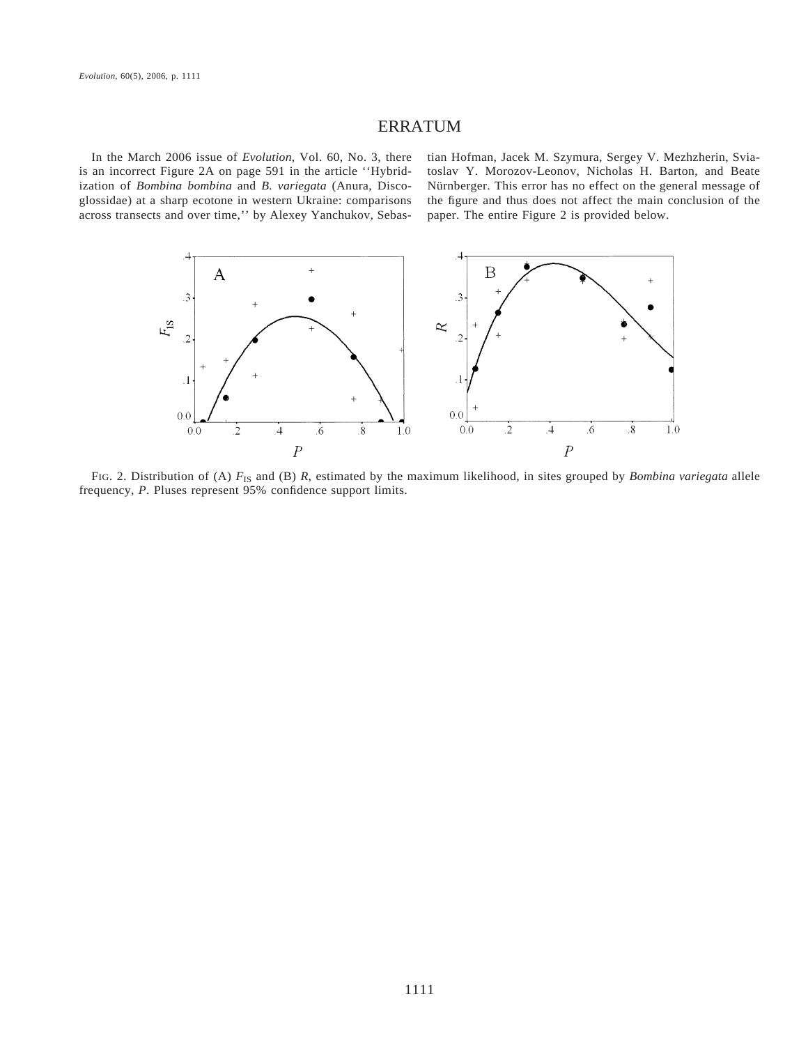# ERRATUM

In the March 2006 issue of *Evolution*, Vol. 60, No. 3, there is an incorrect Figure 2A on page 591 in the article ''Hybridization of *Bombina bombina* and *B. variegata* (Anura, Discoglossidae) at a sharp ecotone in western Ukraine: comparisons across transects and over time,'' by Alexey Yanchukov, Sebastian Hofman, Jacek M. Szymura, Sergey V. Mezhzherin, Sviatoslav Y. Morozov-Leonov, Nicholas H. Barton, and Beate Nürnberger. This error has no effect on the general message of the figure and thus does not affect the main conclusion of the paper. The entire Figure 2 is provided below.

A

$F_{IS}$

.4
.3
.2
.1
0.0

0.0 .2 .4 .6 .8 1.0

$P$

B

$R$

.4
.3
.2
.1
0.0

0.0 .2 .4 .6 .8 1.0

$P$

FIG. 2. Distribution of (A) $F_{IS}$ and (B) $R$, estimated by the maximum likelihood, in sites grouped by *Bombina variegata* allele frequency, $P$. Pluses represent 95% confidence support limits.